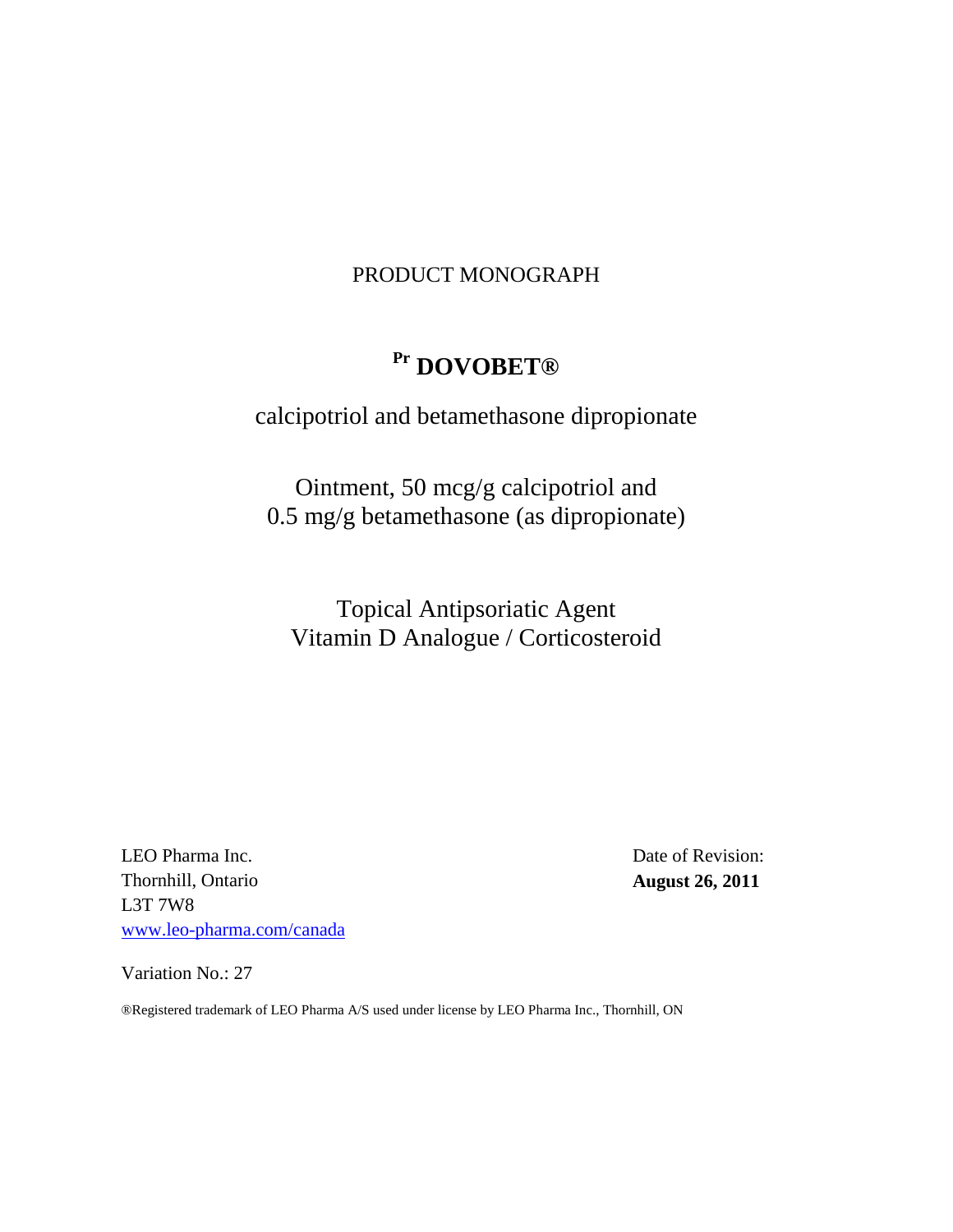PRODUCT MONOGRAPH

# Pr DOVOBET®

calcipotriol and betamethasone dipropionate

Ointment, 50 mcg/g calcipotriol and
0.5 mg/g betamethasone (as dipropionate)

Topical Antipsoriatic Agent
Vitamin D Analogue / Corticosteroid

LEO Pharma Inc.
Thornhill, Ontario
L3T 7W8
[www.leo-pharma.com/canada](www.leo-pharma.com/canada)

Date of Revision:
**August 26, 2011**

Variation No.: 27

®Registered trademark of LEO Pharma A/S used under license by LEO Pharma Inc., Thornhill, ON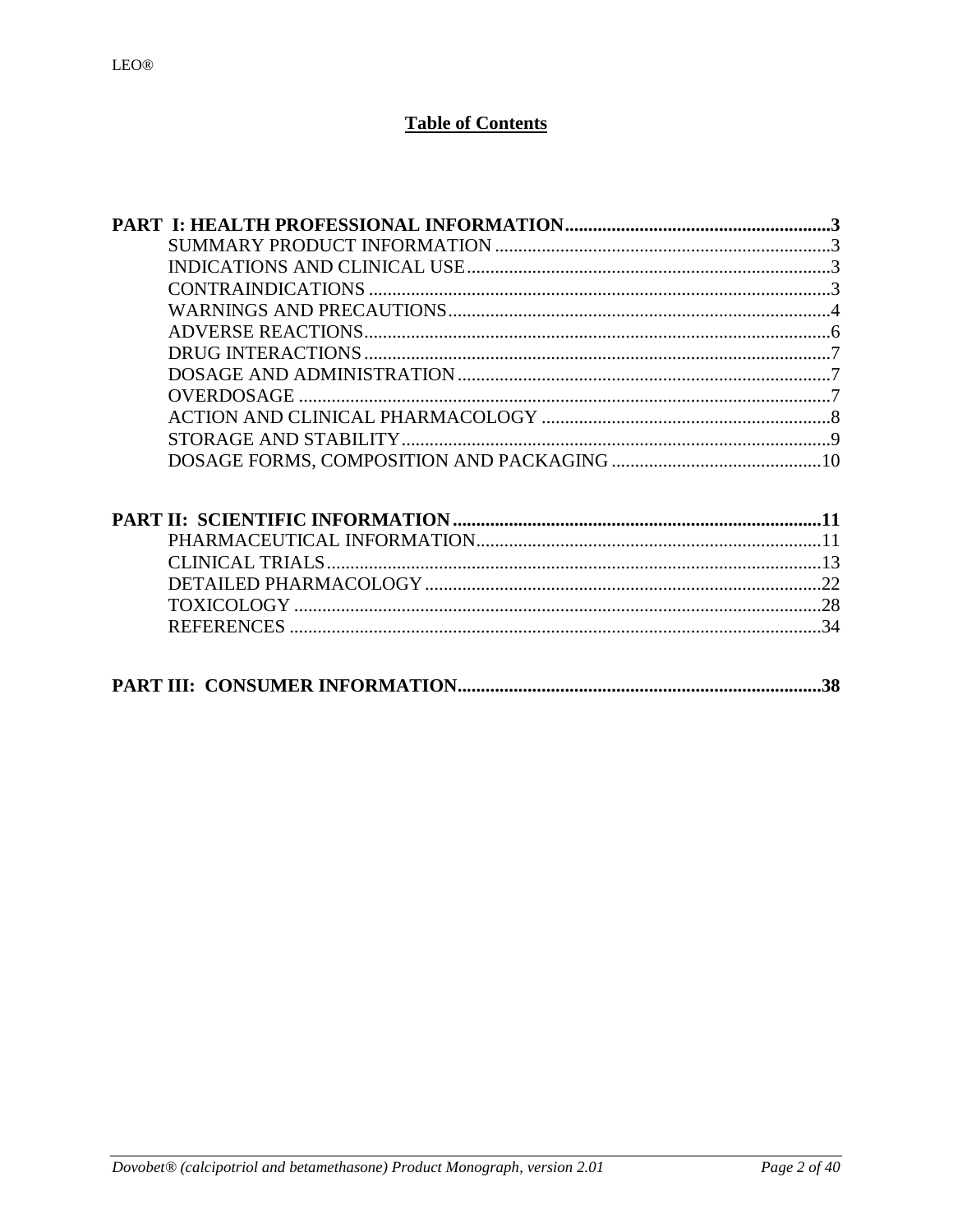## Table of Contents

**PART I: HEALTH PROFESSIONAL INFORMATION....................................................3**

- SUMMARY PRODUCT INFORMATION....................................................3
- INDICATIONS AND CLINICAL USE....................................................3
- CONTRAINDICATIONS....................................................3
- WARNINGS AND PRECAUTIONS....................................................4
- ADVERSE REACTIONS....................................................6
- DRUG INTERACTIONS....................................................7
- DOSAGE AND ADMINISTRATION....................................................7
- OVERDOSAGE....................................................7
- ACTION AND CLINICAL PHARMACOLOGY....................................................8
- STORAGE AND STABILITY....................................................9
- DOSAGE FORMS, COMPOSITION AND PACKAGING....................................................10

**PART II: SCIENTIFIC INFORMATION....................................................11**

- PHARMACEUTICAL INFORMATION....................................................11
- CLINICAL TRIALS....................................................13
- DETAILED PHARMACOLOGY....................................................22
- TOXICOLOGY....................................................28
- REFERENCES....................................................34

**PART III: CONSUMER INFORMATION....................................................38**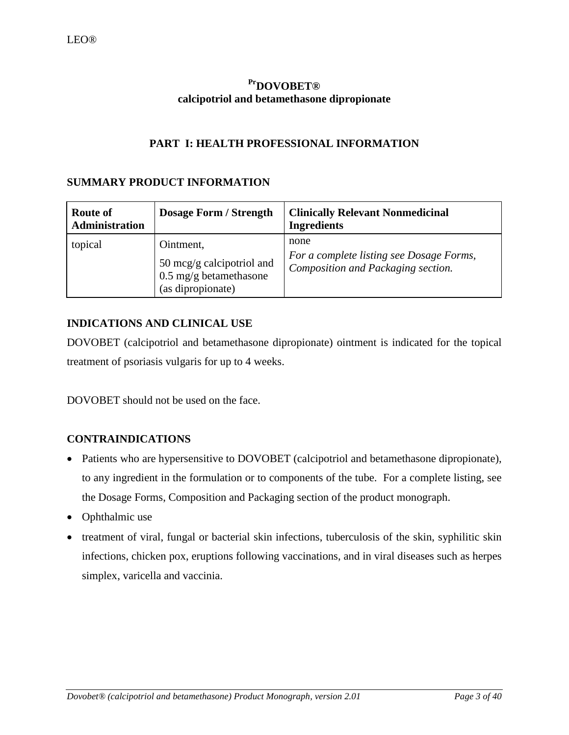LEO®

# [Pr]DOVOBET®
## calcipotriol and betamethasone dipropionate

## PART I: HEALTH PROFESSIONAL INFORMATION

### SUMMARY PRODUCT INFORMATION

| Route of Administration | Dosage Form / Strength | Clinically Relevant Nonmedicinal Ingredients |
|---|---|---|
| topical | Ointment, 50 mcg/g calcipotriol and 0.5 mg/g betamethasone (as dipropionate) | none *For a complete listing see Dosage Forms, Composition and Packaging section.* |

### INDICATIONS AND CLINICAL USE

DOVOBET (calcipotriol and betamethasone dipropionate) ointment is indicated for the topical treatment of psoriasis vulgaris for up to 4 weeks.

DOVOBET should not be used on the face.

### CONTRAINDICATIONS

- Patients who are hypersensitive to DOVOBET (calcipotriol and betamethasone dipropionate), to any ingredient in the formulation or to components of the tube. For a complete listing, see the Dosage Forms, Composition and Packaging section of the product monograph.
- Ophthalmic use
- treatment of viral, fungal or bacterial skin infections, tuberculosis of the skin, syphilitic skin infections, chicken pox, eruptions following vaccinations, and in viral diseases such as herpes simplex, varicella and vaccinia.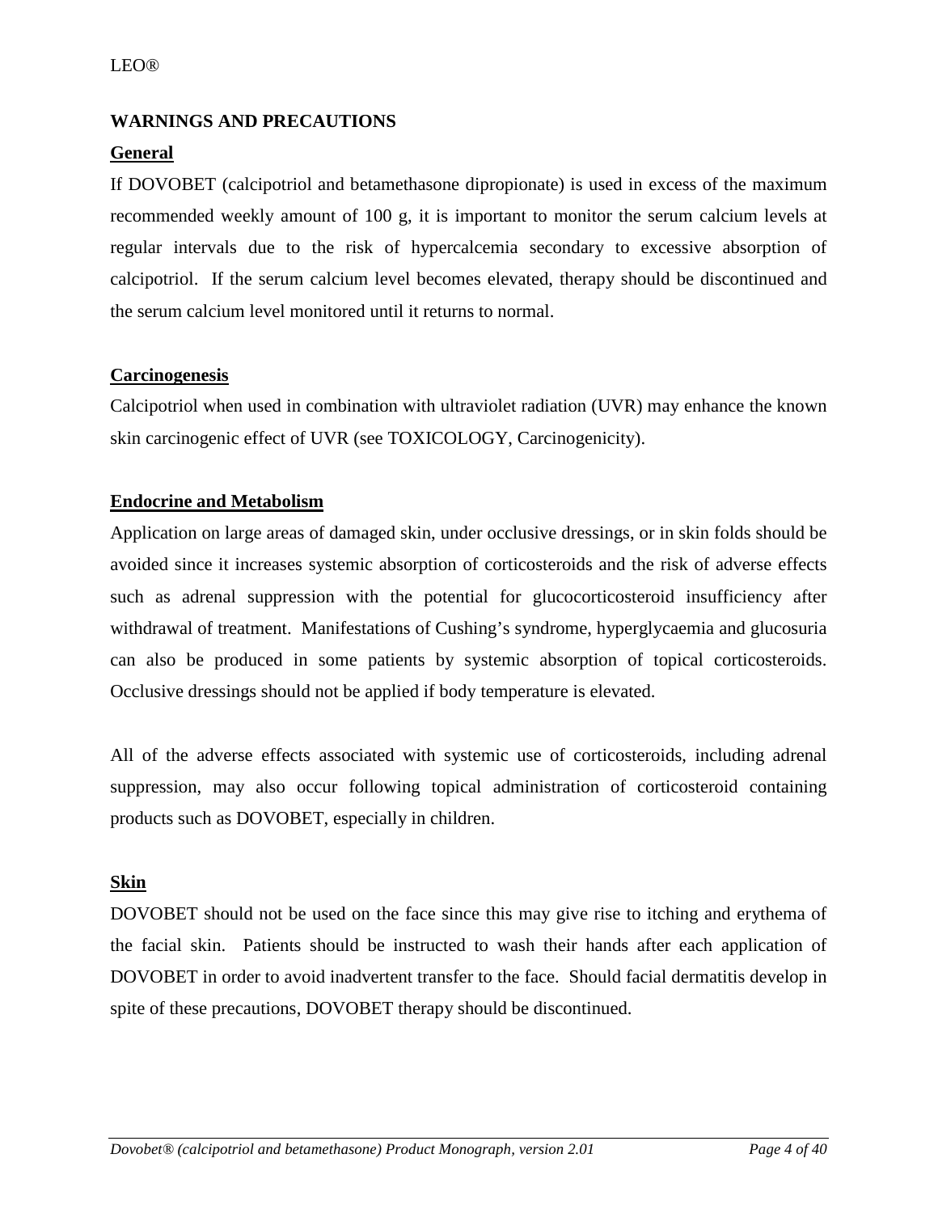## WARNINGS AND PRECAUTIONS

### General

If DOVOBET (calcipotriol and betamethasone dipropionate) is used in excess of the maximum recommended weekly amount of 100 g, it is important to monitor the serum calcium levels at regular intervals due to the risk of hypercalcemia secondary to excessive absorption of calcipotriol. If the serum calcium level becomes elevated, therapy should be discontinued and the serum calcium level monitored until it returns to normal.

### Carcinogenesis

Calcipotriol when used in combination with ultraviolet radiation (UVR) may enhance the known skin carcinogenic effect of UVR (see TOXICOLOGY, Carcinogenicity).

### Endocrine and Metabolism

Application on large areas of damaged skin, under occlusive dressings, or in skin folds should be avoided since it increases systemic absorption of corticosteroids and the risk of adverse effects such as adrenal suppression with the potential for glucocorticosteroid insufficiency after withdrawal of treatment. Manifestations of Cushing's syndrome, hyperglycaemia and glucosuria can also be produced in some patients by systemic absorption of topical corticosteroids. Occlusive dressings should not be applied if body temperature is elevated.

All of the adverse effects associated with systemic use of corticosteroids, including adrenal suppression, may also occur following topical administration of corticosteroid containing products such as DOVOBET, especially in children.

### Skin

DOVOBET should not be used on the face since this may give rise to itching and erythema of the facial skin. Patients should be instructed to wash their hands after each application of DOVOBET in order to avoid inadvertent transfer to the face. Should facial dermatitis develop in spite of these precautions, DOVOBET therapy should be discontinued.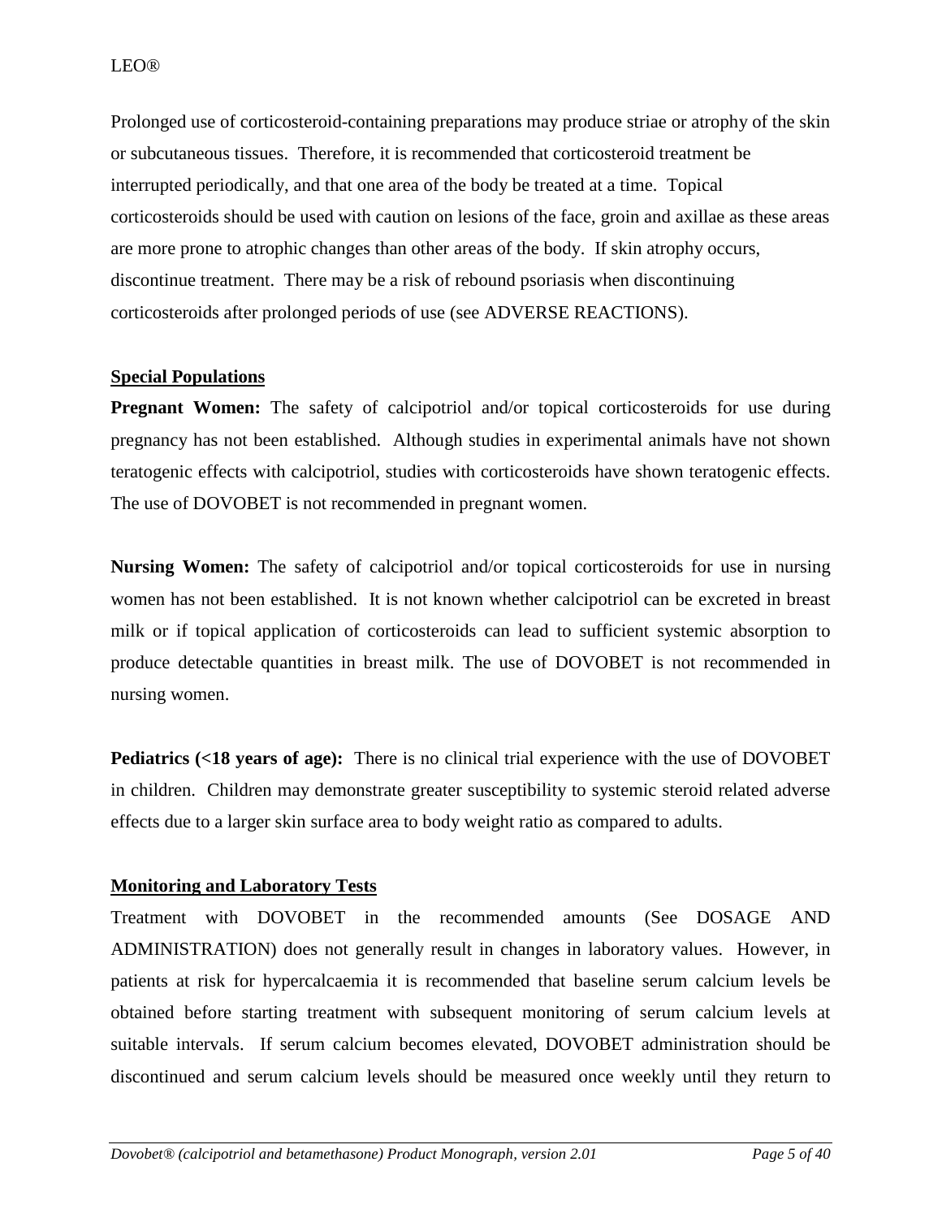Prolonged use of corticosteroid-containing preparations may produce striae or atrophy of the skin or subcutaneous tissues. Therefore, it is recommended that corticosteroid treatment be interrupted periodically, and that one area of the body be treated at a time. Topical corticosteroids should be used with caution on lesions of the face, groin and axillae as these areas are more prone to atrophic changes than other areas of the body. If skin atrophy occurs, discontinue treatment. There may be a risk of rebound psoriasis when discontinuing corticosteroids after prolonged periods of use (see ADVERSE REACTIONS).

## Special Populations

**Pregnant Women:** The safety of calcipotriol and/or topical corticosteroids for use during pregnancy has not been established. Although studies in experimental animals have not shown teratogenic effects with calcipotriol, studies with corticosteroids have shown teratogenic effects. The use of DOVOBET is not recommended in pregnant women.

**Nursing Women:** The safety of calcipotriol and/or topical corticosteroids for use in nursing women has not been established. It is not known whether calcipotriol can be excreted in breast milk or if topical application of corticosteroids can lead to sufficient systemic absorption to produce detectable quantities in breast milk. The use of DOVOBET is not recommended in nursing women.

**Pediatrics (<18 years of age):** There is no clinical trial experience with the use of DOVOBET in children. Children may demonstrate greater susceptibility to systemic steroid related adverse effects due to a larger skin surface area to body weight ratio as compared to adults.

## Monitoring and Laboratory Tests

Treatment with DOVOBET in the recommended amounts (See DOSAGE AND ADMINISTRATION) does not generally result in changes in laboratory values. However, in patients at risk for hypercalcaemia it is recommended that baseline serum calcium levels be obtained before starting treatment with subsequent monitoring of serum calcium levels at suitable intervals. If serum calcium becomes elevated, DOVOBET administration should be discontinued and serum calcium levels should be measured once weekly until they return to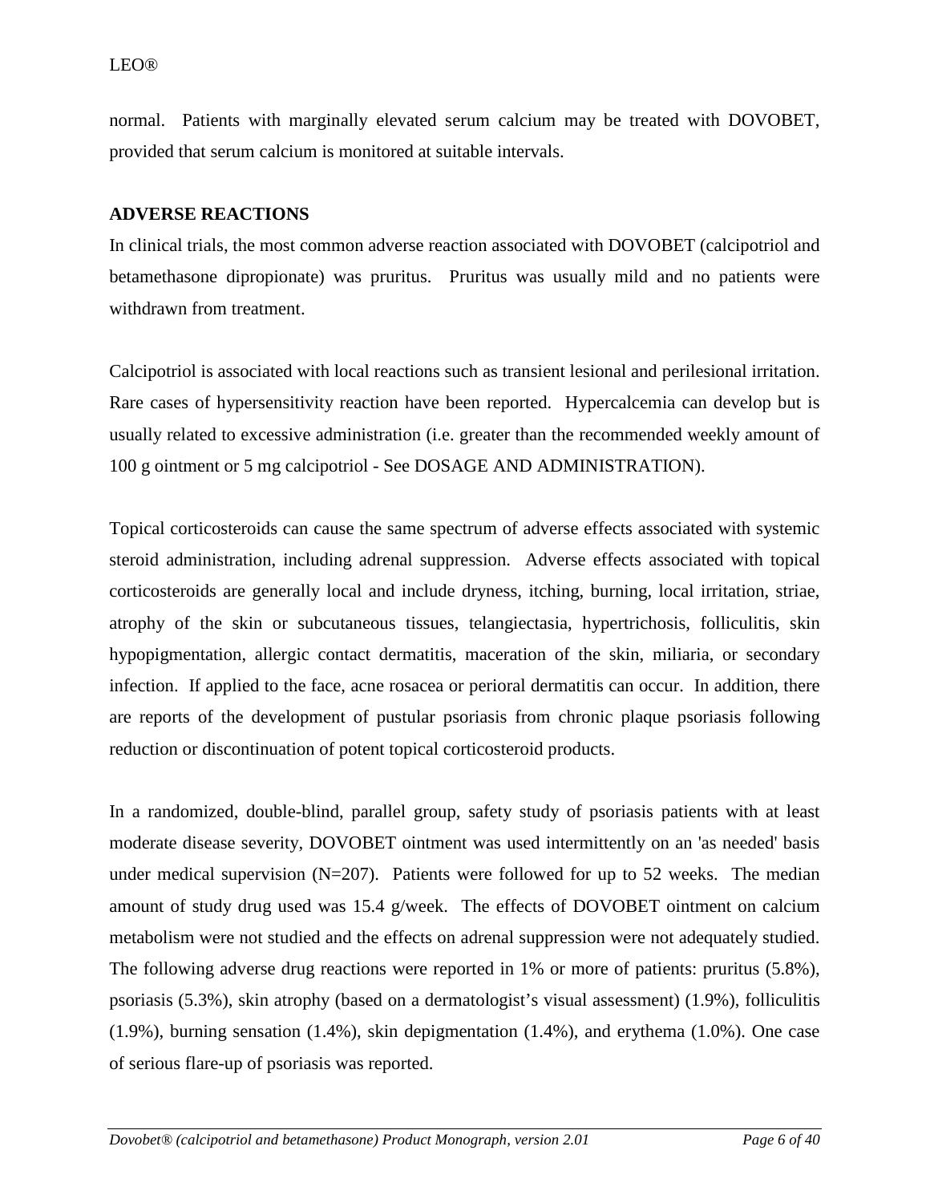normal. Patients with marginally elevated serum calcium may be treated with DOVOBET, provided that serum calcium is monitored at suitable intervals.

## ADVERSE REACTIONS

In clinical trials, the most common adverse reaction associated with DOVOBET (calcipotriol and betamethasone dipropionate) was pruritus. Pruritus was usually mild and no patients were withdrawn from treatment.

Calcipotriol is associated with local reactions such as transient lesional and perilesional irritation. Rare cases of hypersensitivity reaction have been reported. Hypercalcemia can develop but is usually related to excessive administration (i.e. greater than the recommended weekly amount of 100 g ointment or 5 mg calcipotriol - See DOSAGE AND ADMINISTRATION).

Topical corticosteroids can cause the same spectrum of adverse effects associated with systemic steroid administration, including adrenal suppression. Adverse effects associated with topical corticosteroids are generally local and include dryness, itching, burning, local irritation, striae, atrophy of the skin or subcutaneous tissues, telangiectasia, hypertrichosis, folliculitis, skin hypopigmentation, allergic contact dermatitis, maceration of the skin, miliaria, or secondary infection. If applied to the face, acne rosacea or perioral dermatitis can occur. In addition, there are reports of the development of pustular psoriasis from chronic plaque psoriasis following reduction or discontinuation of potent topical corticosteroid products.

In a randomized, double-blind, parallel group, safety study of psoriasis patients with at least moderate disease severity, DOVOBET ointment was used intermittently on an 'as needed' basis under medical supervision (N=207). Patients were followed for up to 52 weeks. The median amount of study drug used was 15.4 g/week. The effects of DOVOBET ointment on calcium metabolism were not studied and the effects on adrenal suppression were not adequately studied. The following adverse drug reactions were reported in 1% or more of patients: pruritus (5.8%), psoriasis (5.3%), skin atrophy (based on a dermatologist's visual assessment) (1.9%), folliculitis (1.9%), burning sensation (1.4%), skin depigmentation (1.4%), and erythema (1.0%). One case of serious flare-up of psoriasis was reported.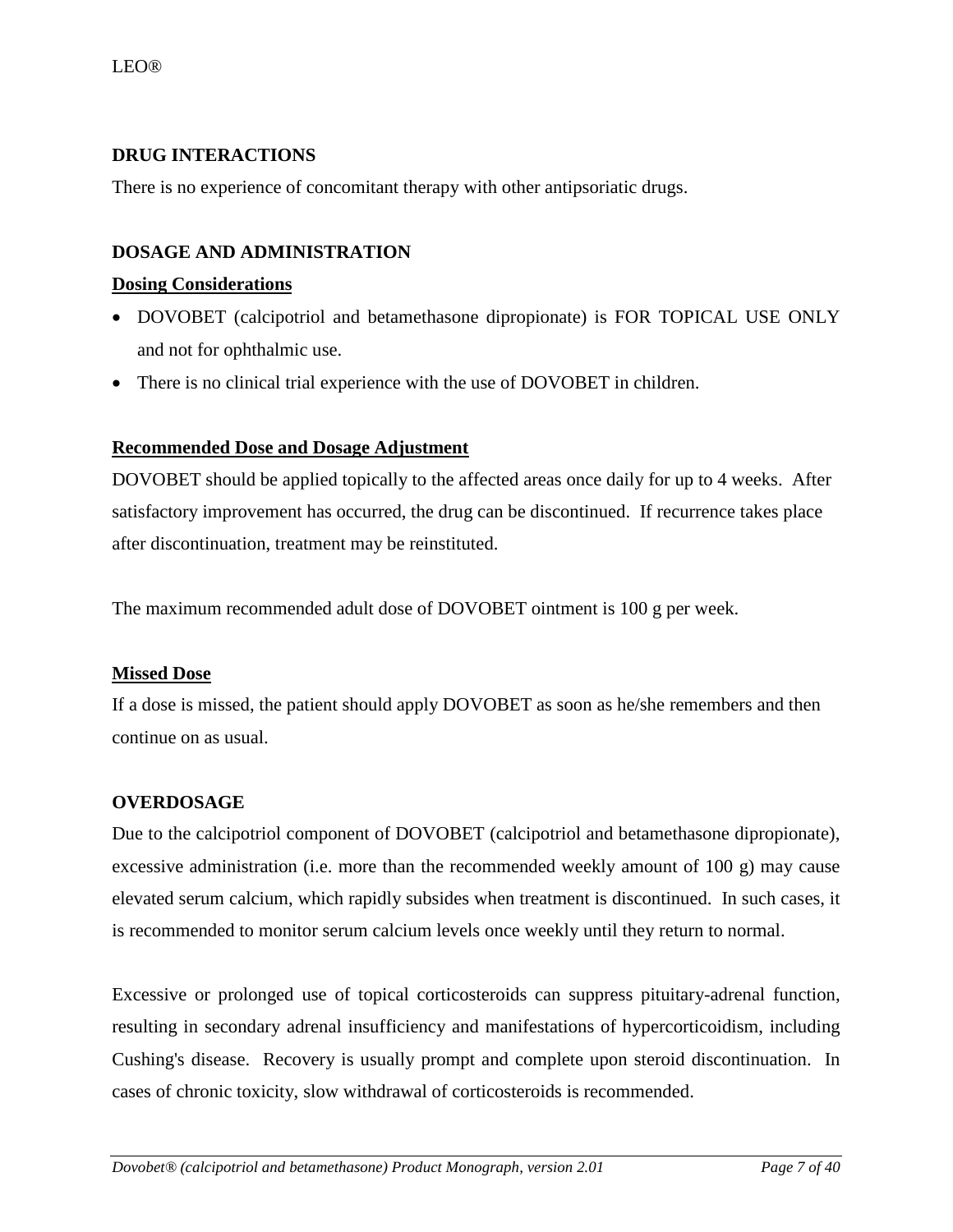## DRUG INTERACTIONS

There is no experience of concomitant therapy with other antipsoriatic drugs.

## DOSAGE AND ADMINISTRATION

### Dosing Considerations

- DOVOBET (calcipotriol and betamethasone dipropionate) is FOR TOPICAL USE ONLY and not for ophthalmic use.
- There is no clinical trial experience with the use of DOVOBET in children.

### Recommended Dose and Dosage Adjustment

DOVOBET should be applied topically to the affected areas once daily for up to 4 weeks. After satisfactory improvement has occurred, the drug can be discontinued. If recurrence takes place after discontinuation, treatment may be reinstituted.

The maximum recommended adult dose of DOVOBET ointment is 100 g per week.

### Missed Dose

If a dose is missed, the patient should apply DOVOBET as soon as he/she remembers and then continue on as usual.

## OVERDOSAGE

Due to the calcipotriol component of DOVOBET (calcipotriol and betamethasone dipropionate), excessive administration (i.e. more than the recommended weekly amount of 100 g) may cause elevated serum calcium, which rapidly subsides when treatment is discontinued. In such cases, it is recommended to monitor serum calcium levels once weekly until they return to normal.

Excessive or prolonged use of topical corticosteroids can suppress pituitary-adrenal function, resulting in secondary adrenal insufficiency and manifestations of hypercorticoidism, including Cushing's disease. Recovery is usually prompt and complete upon steroid discontinuation. In cases of chronic toxicity, slow withdrawal of corticosteroids is recommended.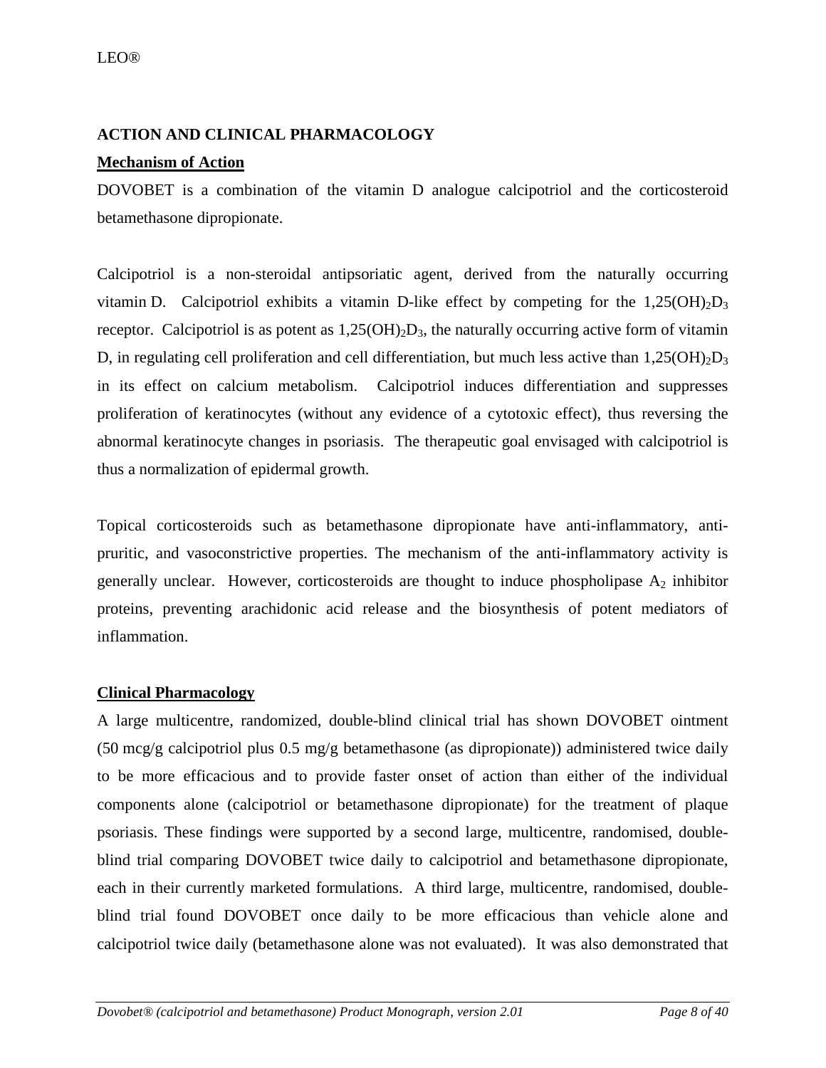## ACTION AND CLINICAL PHARMACOLOGY

### Mechanism of Action

DOVOBET is a combination of the vitamin D analogue calcipotriol and the corticosteroid betamethasone dipropionate.

Calcipotriol is a non-steroidal antipsoriatic agent, derived from the naturally occurring vitamin D. Calcipotriol exhibits a vitamin D-like effect by competing for the $1,25(OH)_2D_3$ receptor. Calcipotriol is as potent as $1,25(OH)_2D_3$, the naturally occurring active form of vitamin D, in regulating cell proliferation and cell differentiation, but much less active than $1,25(OH)_2D_3$ in its effect on calcium metabolism. Calcipotriol induces differentiation and suppresses proliferation of keratinocytes (without any evidence of a cytotoxic effect), thus reversing the abnormal keratinocyte changes in psoriasis. The therapeutic goal envisaged with calcipotriol is thus a normalization of epidermal growth.

Topical corticosteroids such as betamethasone dipropionate have anti-inflammatory, anti-pruritic, and vasoconstrictive properties. The mechanism of the anti-inflammatory activity is generally unclear. However, corticosteroids are thought to induce phospholipase $A_2$ inhibitor proteins, preventing arachidonic acid release and the biosynthesis of potent mediators of inflammation.

### Clinical Pharmacology

A large multicentre, randomized, double-blind clinical trial has shown DOVOBET ointment (50 mcg/g calcipotriol plus 0.5 mg/g betamethasone (as dipropionate)) administered twice daily to be more efficacious and to provide faster onset of action than either of the individual components alone (calcipotriol or betamethasone dipropionate) for the treatment of plaque psoriasis. These findings were supported by a second large, multicentre, randomised, double-blind trial comparing DOVOBET twice daily to calcipotriol and betamethasone dipropionate, each in their currently marketed formulations. A third large, multicentre, randomised, double-blind trial found DOVOBET once daily to be more efficacious than vehicle alone and calcipotriol twice daily (betamethasone alone was not evaluated). It was also demonstrated that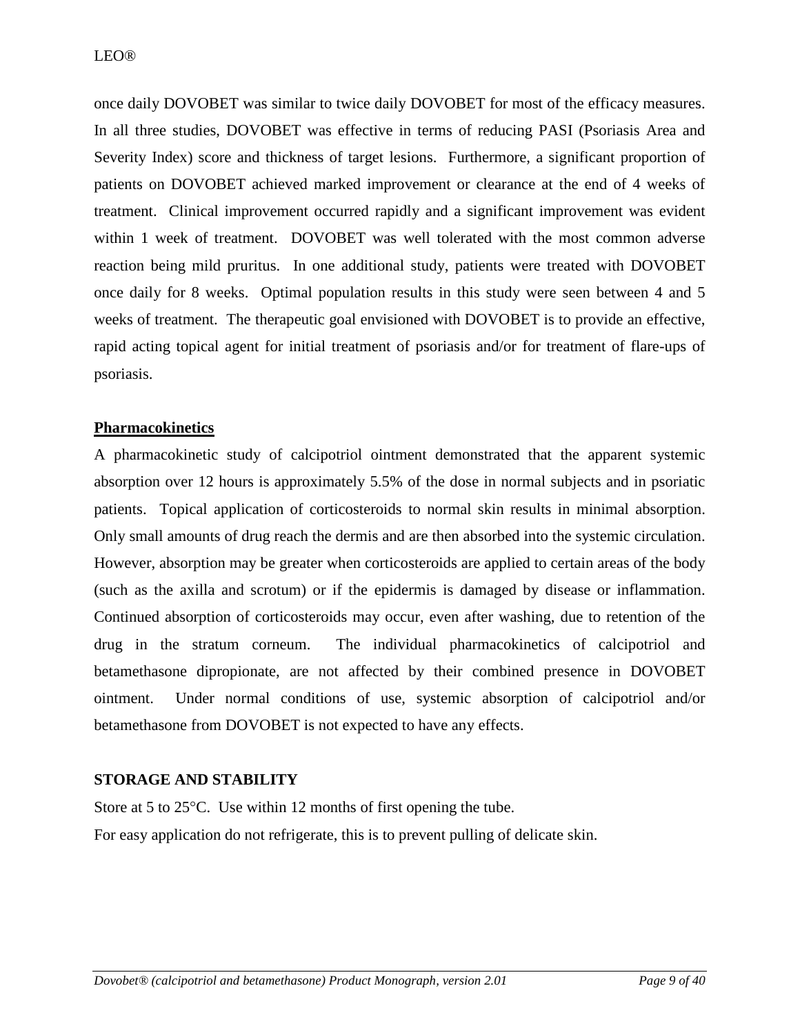once daily DOVOBET was similar to twice daily DOVOBET for most of the efficacy measures. In all three studies, DOVOBET was effective in terms of reducing PASI (Psoriasis Area and Severity Index) score and thickness of target lesions. Furthermore, a significant proportion of patients on DOVOBET achieved marked improvement or clearance at the end of 4 weeks of treatment. Clinical improvement occurred rapidly and a significant improvement was evident within 1 week of treatment. DOVOBET was well tolerated with the most common adverse reaction being mild pruritus. In one additional study, patients were treated with DOVOBET once daily for 8 weeks. Optimal population results in this study were seen between 4 and 5 weeks of treatment. The therapeutic goal envisioned with DOVOBET is to provide an effective, rapid acting topical agent for initial treatment of psoriasis and/or for treatment of flare-ups of psoriasis.

## Pharmacokinetics

A pharmacokinetic study of calcipotriol ointment demonstrated that the apparent systemic absorption over 12 hours is approximately 5.5% of the dose in normal subjects and in psoriatic patients. Topical application of corticosteroids to normal skin results in minimal absorption. Only small amounts of drug reach the dermis and are then absorbed into the systemic circulation. However, absorption may be greater when corticosteroids are applied to certain areas of the body (such as the axilla and scrotum) or if the epidermis is damaged by disease or inflammation. Continued absorption of corticosteroids may occur, even after washing, due to retention of the drug in the stratum corneum. The individual pharmacokinetics of calcipotriol and betamethasone dipropionate, are not affected by their combined presence in DOVOBET ointment. Under normal conditions of use, systemic absorption of calcipotriol and/or betamethasone from DOVOBET is not expected to have any effects.

## STORAGE AND STABILITY

Store at 5 to 25°C. Use within 12 months of first opening the tube.

For easy application do not refrigerate, this is to prevent pulling of delicate skin.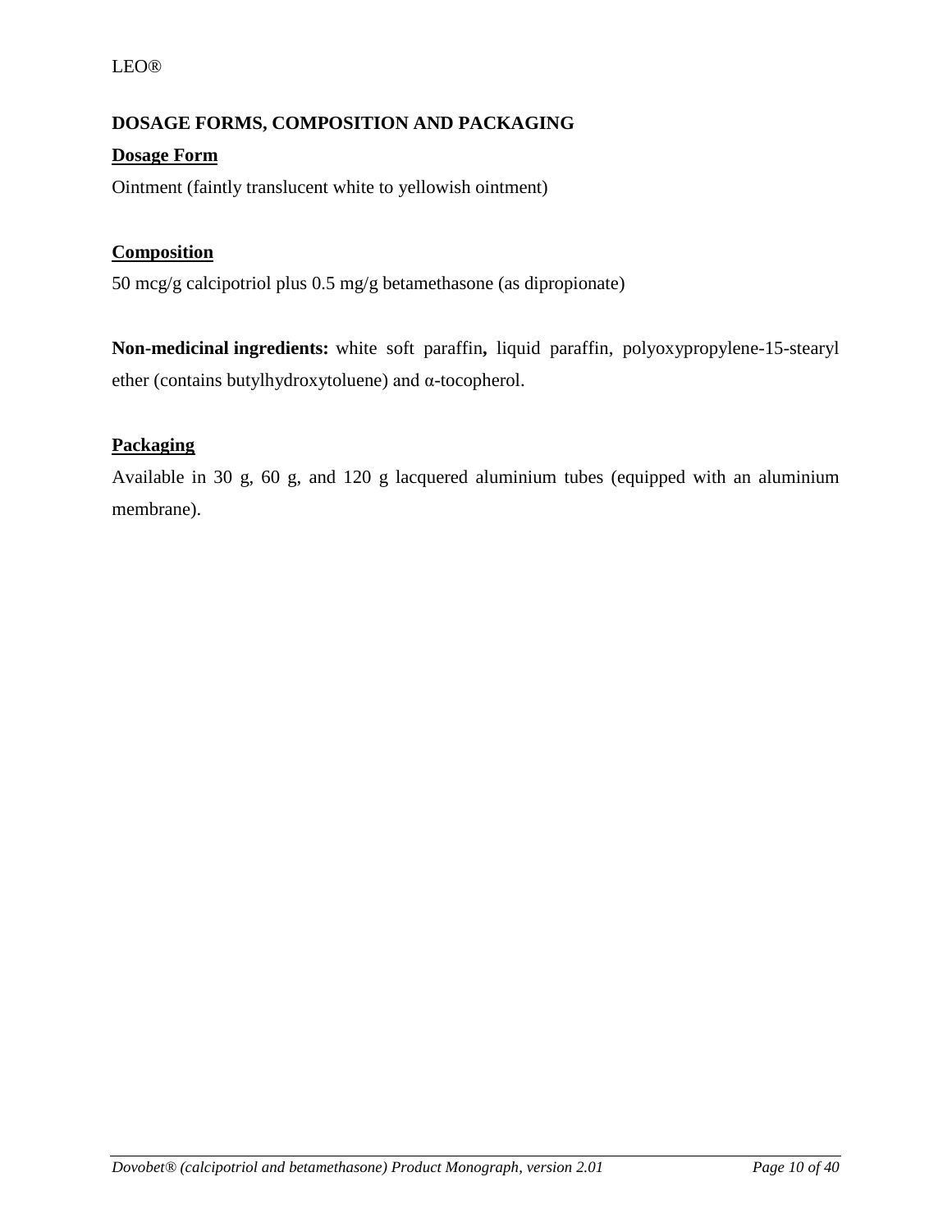## DOSAGE FORMS, COMPOSITION AND PACKAGING

### Dosage Form

Ointment (faintly translucent white to yellowish ointment)

### Composition

50 mcg/g calcipotriol plus 0.5 mg/g betamethasone (as dipropionate)

**Non-medicinal ingredients:** white soft paraffin**,** liquid paraffin, polyoxypropylene-15-stearyl ether (contains butylhydroxytoluene) and α-tocopherol.

### Packaging

Available in 30 g, 60 g, and 120 g lacquered aluminium tubes (equipped with an aluminium membrane).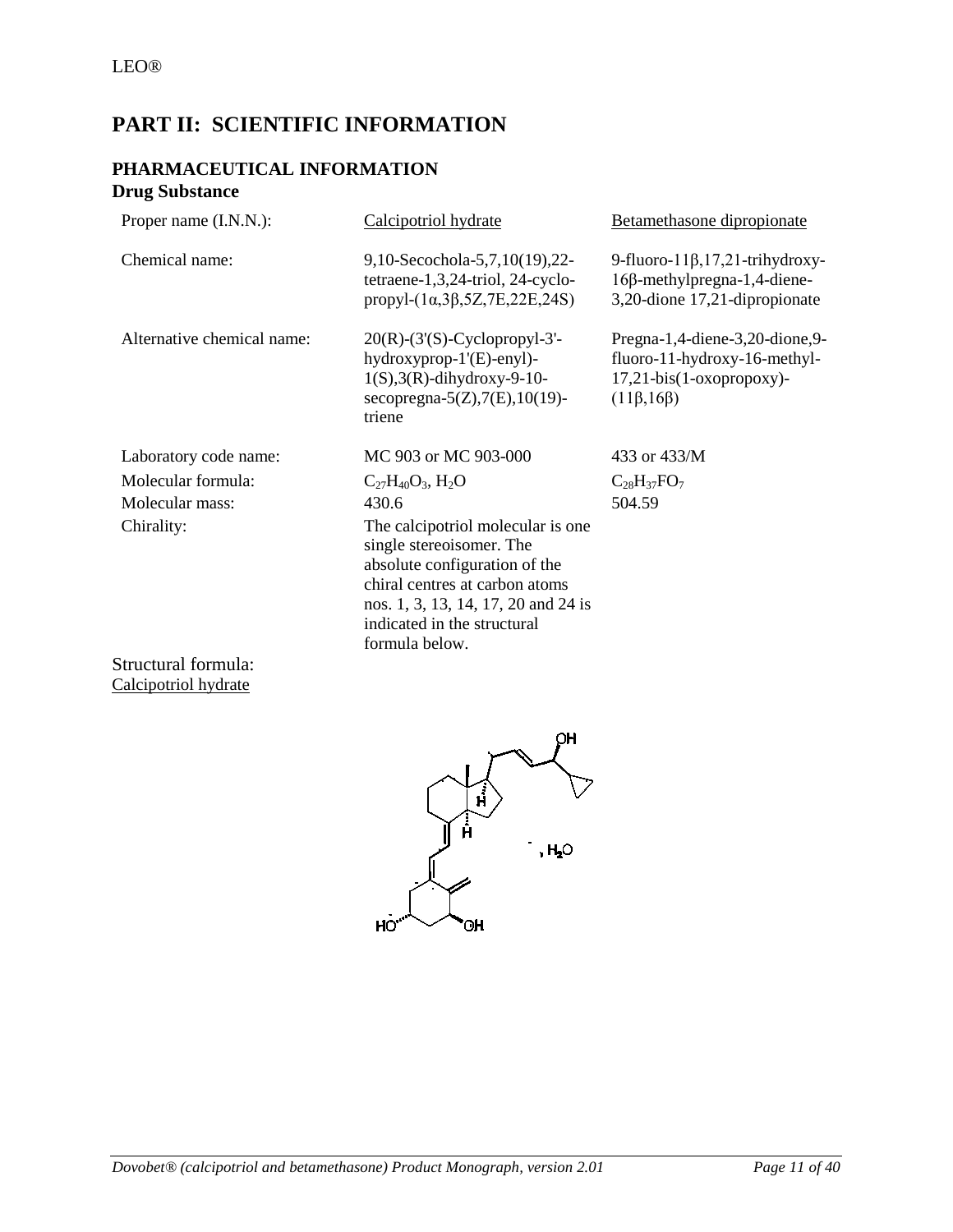LEO®

# PART II: SCIENTIFIC INFORMATION

## PHARMACEUTICAL INFORMATION

### Drug Substance

| Proper name (I.N.N.): | Calcipotriol hydrate | Betamethasone dipropionate |
|---|---|---|
| Chemical name: | 9,10-Secochola-5,7,10(19),22-tetraene-1,3,24-triol, 24-cyclo-propyl-(1α,3β,5Z,7E,22E,24S) | 9-fluoro-11β,17,21-trihydroxy-16β-methylpregna-1,4-diene-3,20-dione 17,21-dipropionate |
| Alternative chemical name: | 20(R)-(3'(S)-Cyclopropyl-3'-hydroxyprop-1'(E)-enyl)-1(S),3(R)-dihydroxy-9-10-secopregna-5(Z),7(E),10(19)-triene | Pregna-1,4-diene-3,20-dione,9-fluoro-11-hydroxy-16-methyl-17,21-bis(1-oxopropoxy)-(11β,16β) |
| Laboratory code name: | MC 903 or MC 903-000 | 433 or 433/M |
| Molecular formula: | $C_{27}H_{40}O_3$, $H_2O$ | $C_{28}H_{37}FO_7$ |
| Molecular mass: | 430.6 | 504.59 |
| Chirality: | The calcipotriol molecular is one single stereoisomer. The absolute configuration of the chiral centres at carbon atoms nos. 1, 3, 13, 14, 17, 20 and 24 is indicated in the structural formula below. | |

Structural formula:

Calcipotriol hydrate

, $H_2O$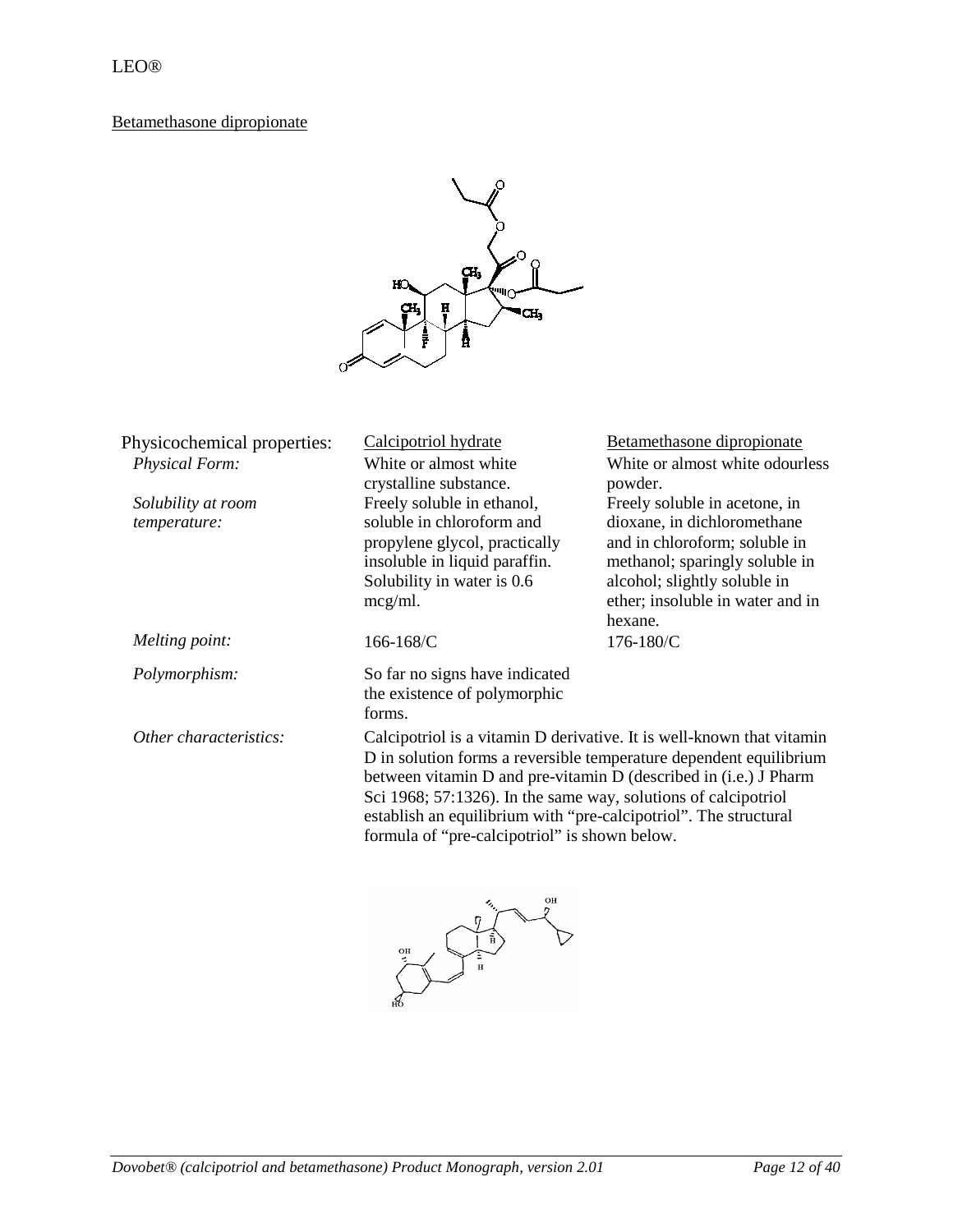LEO®

Betamethasone dipropionate

| Physicochemical properties: | Calcipotriol hydrate | Betamethasone dipropionate |
| --- | --- | --- |
| *Physical Form:* | White or almost white crystalline substance. | White or almost white odourless powder. |
| *Solubility at room temperature:* | Freely soluble in ethanol, soluble in chloroform and propylene glycol, practically insoluble in liquid paraffin. Solubility in water is 0.6 mcg/ml. | Freely soluble in acetone, in dioxane, in dichloromethane and in chloroform; soluble in methanol; sparingly soluble in alcohol; slightly soluble in ether; insoluble in water and in hexane. |
| *Melting point:* | 166-168/C | 176-180/C |
| *Polymorphism:* | So far no signs have indicated the existence of polymorphic forms. | |
| *Other characteristics:* | Calcipotriol is a vitamin D derivative. It is well-known that vitamin D in solution forms a reversible temperature dependent equilibrium between vitamin D and pre-vitamin D (described in (i.e.) J Pharm Sci 1968; 57:1326). In the same way, solutions of calcipotriol establish an equilibrium with "pre-calcipotriol". The structural formula of "pre-calcipotriol" is shown below. | |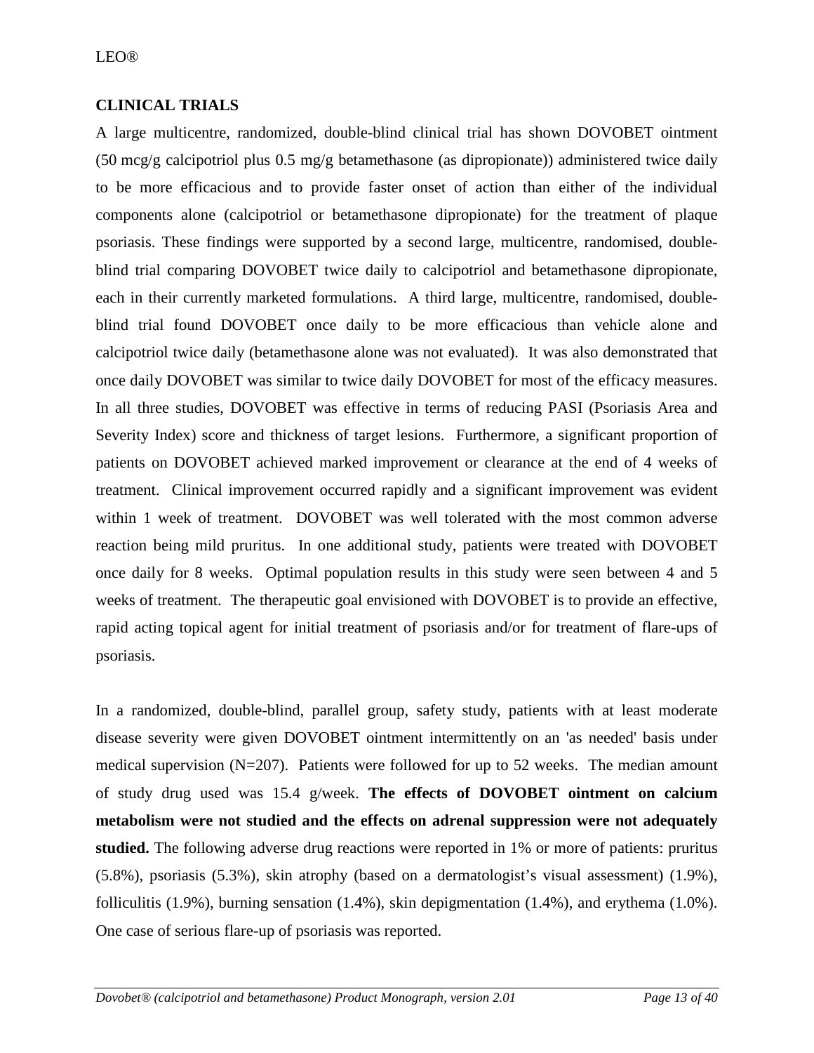## CLINICAL TRIALS

A large multicentre, randomized, double-blind clinical trial has shown DOVOBET ointment (50 mcg/g calcipotriol plus 0.5 mg/g betamethasone (as dipropionate)) administered twice daily to be more efficacious and to provide faster onset of action than either of the individual components alone (calcipotriol or betamethasone dipropionate) for the treatment of plaque psoriasis. These findings were supported by a second large, multicentre, randomised, double-blind trial comparing DOVOBET twice daily to calcipotriol and betamethasone dipropionate, each in their currently marketed formulations. A third large, multicentre, randomised, double-blind trial found DOVOBET once daily to be more efficacious than vehicle alone and calcipotriol twice daily (betamethasone alone was not evaluated). It was also demonstrated that once daily DOVOBET was similar to twice daily DOVOBET for most of the efficacy measures. In all three studies, DOVOBET was effective in terms of reducing PASI (Psoriasis Area and Severity Index) score and thickness of target lesions. Furthermore, a significant proportion of patients on DOVOBET achieved marked improvement or clearance at the end of 4 weeks of treatment. Clinical improvement occurred rapidly and a significant improvement was evident within 1 week of treatment. DOVOBET was well tolerated with the most common adverse reaction being mild pruritus. In one additional study, patients were treated with DOVOBET once daily for 8 weeks. Optimal population results in this study were seen between 4 and 5 weeks of treatment. The therapeutic goal envisioned with DOVOBET is to provide an effective, rapid acting topical agent for initial treatment of psoriasis and/or for treatment of flare-ups of psoriasis.

In a randomized, double-blind, parallel group, safety study, patients with at least moderate disease severity were given DOVOBET ointment intermittently on an 'as needed' basis under medical supervision (N=207). Patients were followed for up to 52 weeks. The median amount of study drug used was 15.4 g/week. **The effects of DOVOBET ointment on calcium metabolism were not studied and the effects on adrenal suppression were not adequately studied.** The following adverse drug reactions were reported in 1% or more of patients: pruritus (5.8%), psoriasis (5.3%), skin atrophy (based on a dermatologist's visual assessment) (1.9%), folliculitis (1.9%), burning sensation (1.4%), skin depigmentation (1.4%), and erythema (1.0%). One case of serious flare-up of psoriasis was reported.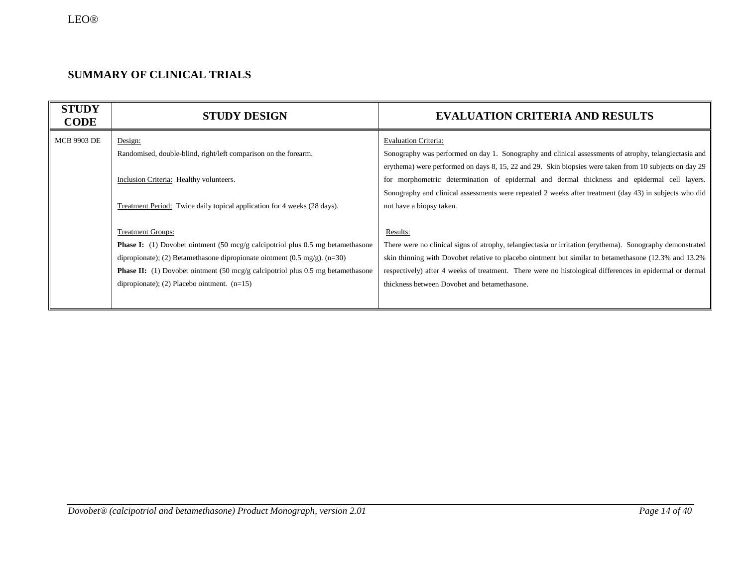## SUMMARY OF CLINICAL TRIALS

| STUDY CODE | STUDY DESIGN | EVALUATION CRITERIA AND RESULTS |
|---|---|---|
| MCB 9903 DE | Design:<br>Randomised, double-blind, right/left comparison on the forearm.<br><br>Inclusion Criteria: Healthy volunteers.<br><br>Treatment Period: Twice daily topical application for 4 weeks (28 days).<br><br>Treatment Groups:<br>**Phase I:** (1) Dovobet ointment (50 mcg/g calcipotriol plus 0.5 mg betamethasone dipropionate); (2) Betamethasone dipropionate ointment (0.5 mg/g). (n=30)<br>**Phase II:** (1) Dovobet ointment (50 mcg/g calcipotriol plus 0.5 mg betamethasone dipropionate); (2) Placebo ointment. (n=15) | Evaluation Criteria:<br>Sonography was performed on day 1. Sonography and clinical assessments of atrophy, telangiectasia and erythema) were performed on days 8, 15, 22 and 29. Skin biopsies were taken from 10 subjects on day 29 for morphometric determination of epidermal and dermal thickness and epidermal cell layers. Sonography and clinical assessments were repeated 2 weeks after treatment (day 43) in subjects who did not have a biopsy taken.<br><br>Results:<br>There were no clinical signs of atrophy, telangiectasia or irritation (erythema). Sonography demonstrated skin thinning with Dovobet relative to placebo ointment but similar to betamethasone (12.3% and 13.2% respectively) after 4 weeks of treatment. There were no histological differences in epidermal or dermal thickness between Dovobet and betamethasone. |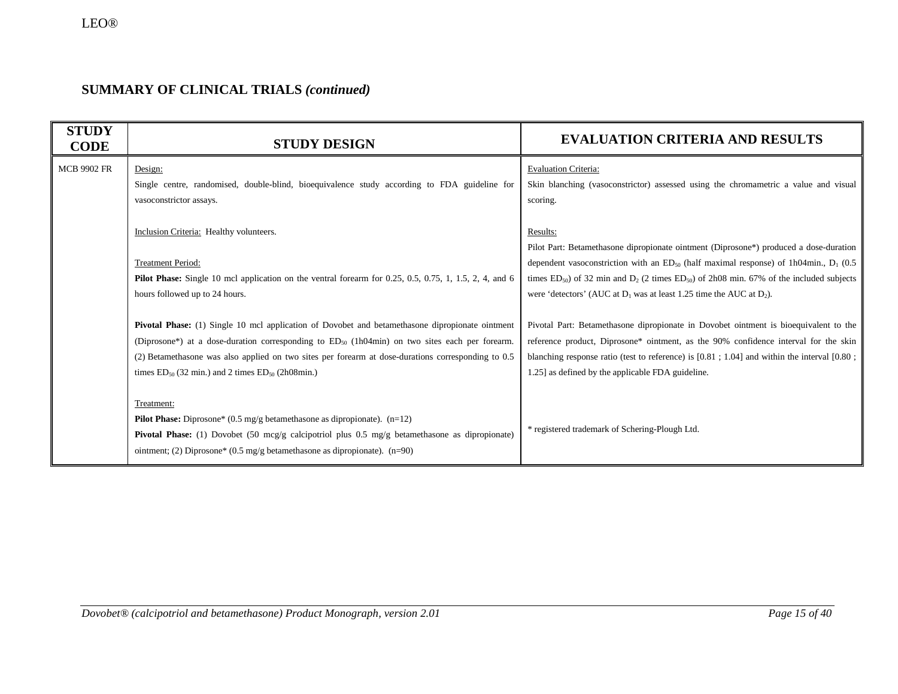## SUMMARY OF CLINICAL TRIALS *(continued)*

| STUDY CODE | STUDY DESIGN | EVALUATION CRITERIA AND RESULTS |
|---|---|---|
| MCB 9902 FR | Design:<br>Single centre, randomised, double-blind, bioequivalence study according to FDA guideline for vasoconstrictor assays.<br><br>Inclusion Criteria: Healthy volunteers.<br><br>Treatment Period:<br>**Pilot Phase:** Single 10 mcl application on the ventral forearm for 0.25, 0.5, 0.75, 1, 1.5, 2, 4, and 6 hours followed up to 24 hours.<br><br>**Pivotal Phase:** (1) Single 10 mcl application of Dovobet and betamethasone dipropionate ointment (Diprosone*) at a dose-duration corresponding to $ED_{50}$ (1h04min) on two sites each per forearm. (2) Betamethasone was also applied on two sites per forearm at dose-durations corresponding to 0.5 times $ED_{50}$ (32 min.) and 2 times $ED_{50}$ (2h08min.)<br><br>Treatment:<br>**Pilot Phase:** Diprosone* (0.5 mg/g betamethasone as dipropionate). (n=12)<br>**Pivotal Phase:** (1) Dovobet (50 mcg/g calcipotriol plus 0.5 mg/g betamethasone as dipropionate) ointment; (2) Diprosone* (0.5 mg/g betamethasone as dipropionate). (n=90) | Evaluation Criteria:<br>Skin blanching (vasoconstrictor) assessed using the chromametric a value and visual scoring.<br><br>Results:<br>Pilot Part: Betamethasone dipropionate ointment (Diprosone*) produced a dose-duration dependent vasoconstriction with an $ED_{50}$ (half maximal response) of 1h04min., $D_1$ (0.5 times $ED_{50}$) of 32 min and $D_2$ (2 times $ED_{50}$) of 2h08 min. 67% of the included subjects were 'detectors' (AUC at $D_1$ was at least 1.25 time the AUC at $D_2$).<br><br>Pivotal Part: Betamethasone dipropionate in Dovobet ointment is bioequivalent to the reference product, Diprosone* ointment, as the 90% confidence interval for the skin blanching response ratio (test to reference) is [0.81 ; 1.04] and within the interval [0.80 ; 1.25] as defined by the applicable FDA guideline.<br><br>* registered trademark of Schering-Plough Ltd. |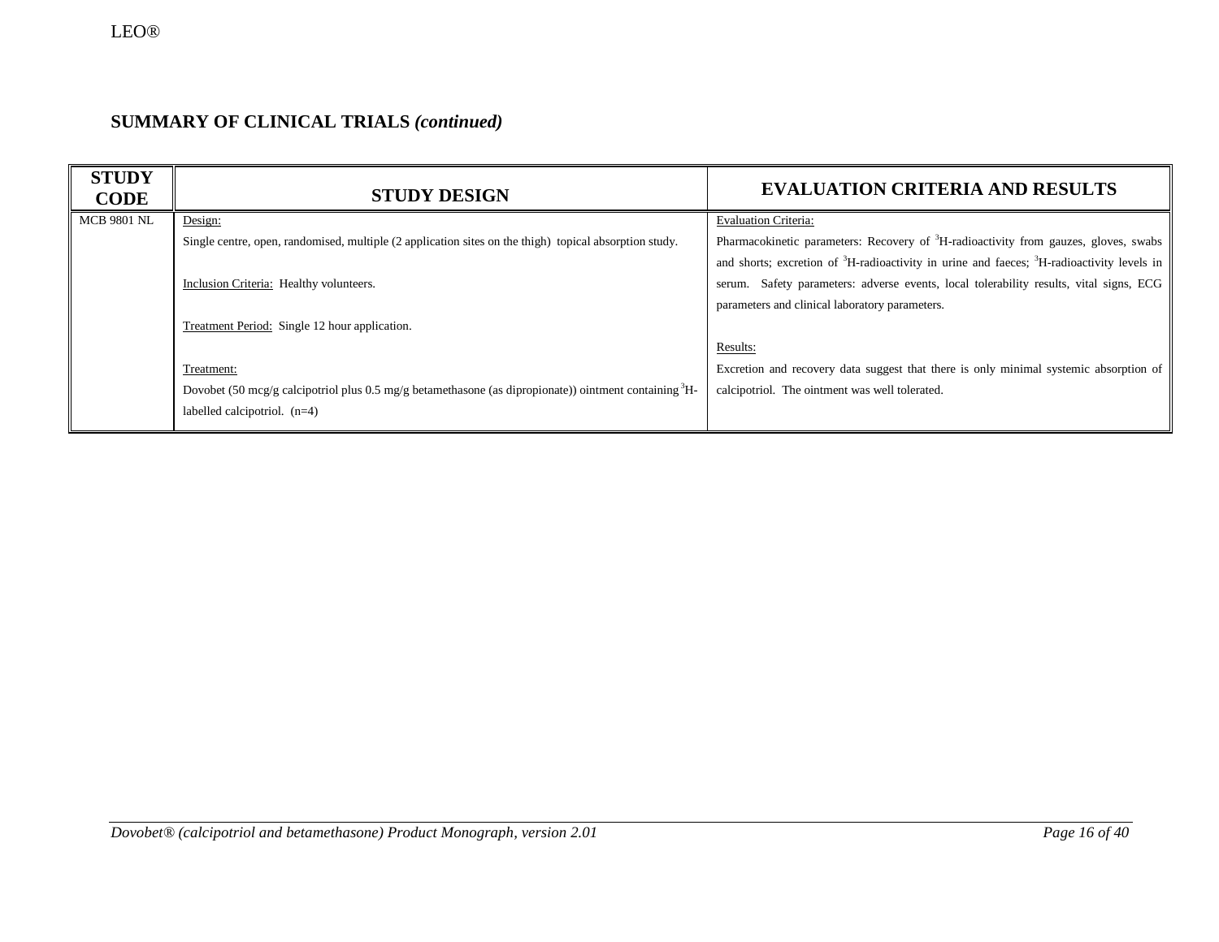## SUMMARY OF CLINICAL TRIALS *(continued)*

| STUDY CODE | STUDY DESIGN | EVALUATION CRITERIA AND RESULTS |
|---|---|---|
| MCB 9801 NL | Design:<br>Single centre, open, randomised, multiple (2 application sites on the thigh) topical absorption study.<br><br>Inclusion Criteria: Healthy volunteers.<br><br>Treatment Period: Single 12 hour application.<br><br>Treatment:<br>Dovobet (50 mcg/g calcipotriol plus 0.5 mg/g betamethasone (as dipropionate)) ointment containing $^{3}$H-labelled calcipotriol. (n=4) | Evaluation Criteria:<br>Pharmacokinetic parameters: Recovery of $^{3}$H-radioactivity from gauzes, gloves, swabs and shorts; excretion of $^{3}$H-radioactivity in urine and faeces; $^{3}$H-radioactivity levels in serum. Safety parameters: adverse events, local tolerability results, vital signs, ECG parameters and clinical laboratory parameters.<br><br>Results:<br>Excretion and recovery data suggest that there is only minimal systemic absorption of calcipotriol. The ointment was well tolerated. |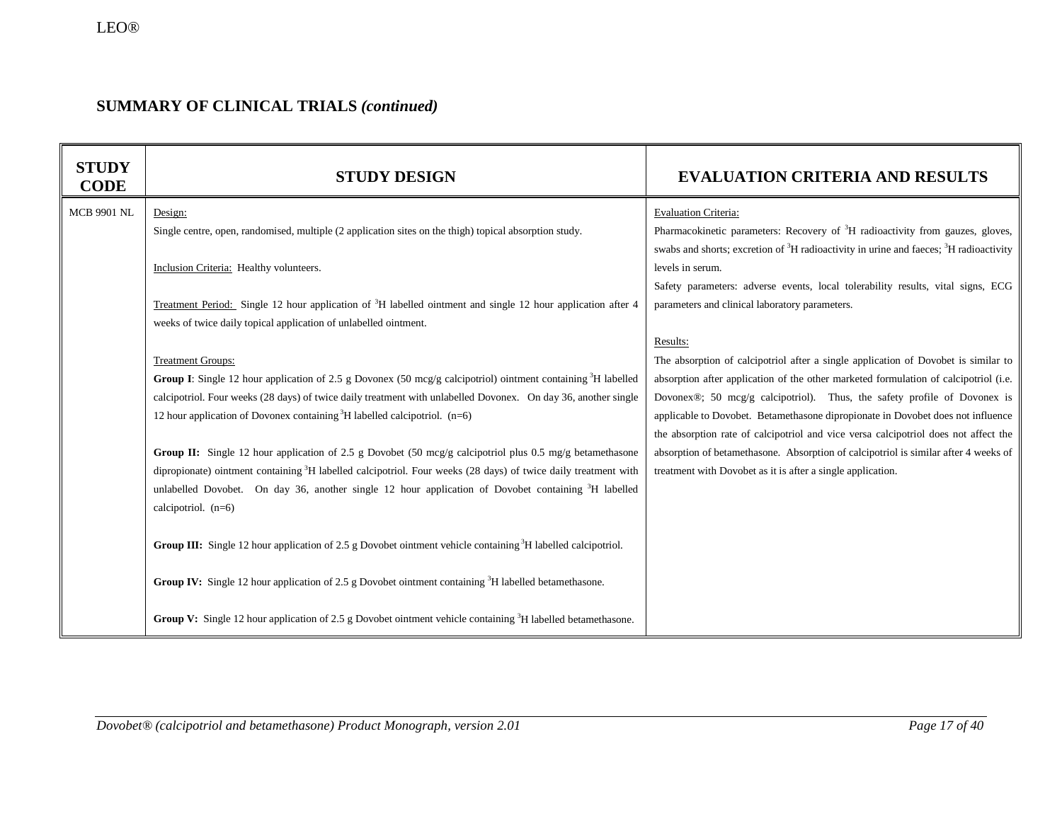## SUMMARY OF CLINICAL TRIALS *(continued)*

| STUDY CODE | STUDY DESIGN | EVALUATION CRITERIA AND RESULTS |
| --- | --- | --- |
| MCB 9901 NL | Design:<br>Single centre, open, randomised, multiple (2 application sites on the thigh) topical absorption study.<br><br>Inclusion Criteria: Healthy volunteers.<br><br>Treatment Period: Single 12 hour application of $^3$H labelled ointment and single 12 hour application after 4 weeks of twice daily topical application of unlabelled ointment.<br><br>Treatment Groups:<br>**Group I**: Single 12 hour application of 2.5 g Dovonex (50 mcg/g calcipotriol) ointment containing $^3$H labelled calcipotriol. Four weeks (28 days) of twice daily treatment with unlabelled Dovonex. On day 36, another single 12 hour application of Dovonex containing $^3$H labelled calcipotriol. (n=6)<br><br>**Group II:** Single 12 hour application of 2.5 g Dovobet (50 mcg/g calcipotriol plus 0.5 mg/g betamethasone dipropionate) ointment containing $^3$H labelled calcipotriol. Four weeks (28 days) of twice daily treatment with unlabelled Dovobet. On day 36, another single 12 hour application of Dovobet containing $^3$H labelled calcipotriol. (n=6)<br><br>**Group III:** Single 12 hour application of 2.5 g Dovobet ointment vehicle containing $^3$H labelled calcipotriol.<br><br>**Group IV:** Single 12 hour application of 2.5 g Dovobet ointment containing $^3$H labelled betamethasone.<br><br>**Group V:** Single 12 hour application of 2.5 g Dovobet ointment vehicle containing $^3$H labelled betamethasone. | Evaluation Criteria:<br>Pharmacokinetic parameters: Recovery of $^3$H radioactivity from gauzes, gloves, swabs and shorts; excretion of $^3$H radioactivity in urine and faeces; $^3$H radioactivity levels in serum.<br>Safety parameters: adverse events, local tolerability results, vital signs, ECG parameters and clinical laboratory parameters.<br><br>Results:<br>The absorption of calcipotriol after a single application of Dovobet is similar to absorption after application of the other marketed formulation of calcipotriol (i.e. Dovonex®; 50 mcg/g calcipotriol). Thus, the safety profile of Dovonex is applicable to Dovobet. Betamethasone dipropionate in Dovobet does not influence the absorption rate of calcipotriol and vice versa calcipotriol does not affect the absorption of betamethasone. Absorption of calcipotriol is similar after 4 weeks of treatment with Dovobet as it is after a single application. |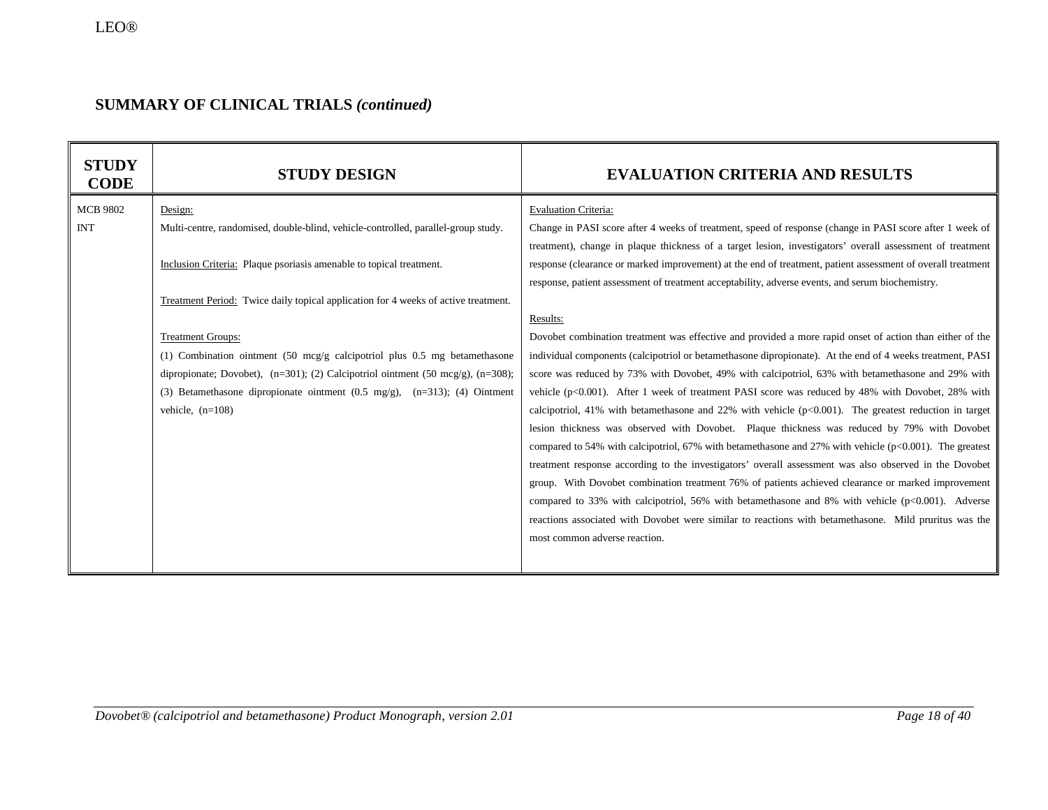## SUMMARY OF CLINICAL TRIALS *(continued)*

| STUDY CODE | STUDY DESIGN | EVALUATION CRITERIA AND RESULTS |
|---|---|---|
| MCB 9802 INT | Design:<br>Multi-centre, randomised, double-blind, vehicle-controlled, parallel-group study.<br><br>Inclusion Criteria: Plaque psoriasis amenable to topical treatment.<br><br>Treatment Period: Twice daily topical application for 4 weeks of active treatment.<br><br>Treatment Groups:<br>(1) Combination ointment (50 mcg/g calcipotriol plus 0.5 mg betamethasone dipropionate; Dovobet), (n=301); (2) Calcipotriol ointment (50 mcg/g), (n=308); (3) Betamethasone dipropionate ointment (0.5 mg/g), (n=313); (4) Ointment vehicle, (n=108) | Evaluation Criteria:<br>Change in PASI score after 4 weeks of treatment, speed of response (change in PASI score after 1 week of treatment), change in plaque thickness of a target lesion, investigators' overall assessment of treatment response (clearance or marked improvement) at the end of treatment, patient assessment of overall treatment response, patient assessment of treatment acceptability, adverse events, and serum biochemistry.<br><br>Results:<br>Dovobet combination treatment was effective and provided a more rapid onset of action than either of the individual components (calcipotriol or betamethasone dipropionate). At the end of 4 weeks treatment, PASI score was reduced by 73% with Dovobet, 49% with calcipotriol, 63% with betamethasone and 29% with vehicle ($p<0.001$). After 1 week of treatment PASI score was reduced by 48% with Dovobet, 28% with calcipotriol, 41% with betamethasone and 22% with vehicle ($p<0.001$). The greatest reduction in target lesion thickness was observed with Dovobet. Plaque thickness was reduced by 79% with Dovobet compared to 54% with calcipotriol, 67% with betamethasone and 27% with vehicle ($p<0.001$). The greatest treatment response according to the investigators' overall assessment was also observed in the Dovobet group. With Dovobet combination treatment 76% of patients achieved clearance or marked improvement compared to 33% with calcipotriol, 56% with betamethasone and 8% with vehicle ($p<0.001$). Adverse reactions associated with Dovobet were similar to reactions with betamethasone. Mild pruritus was the most common adverse reaction. |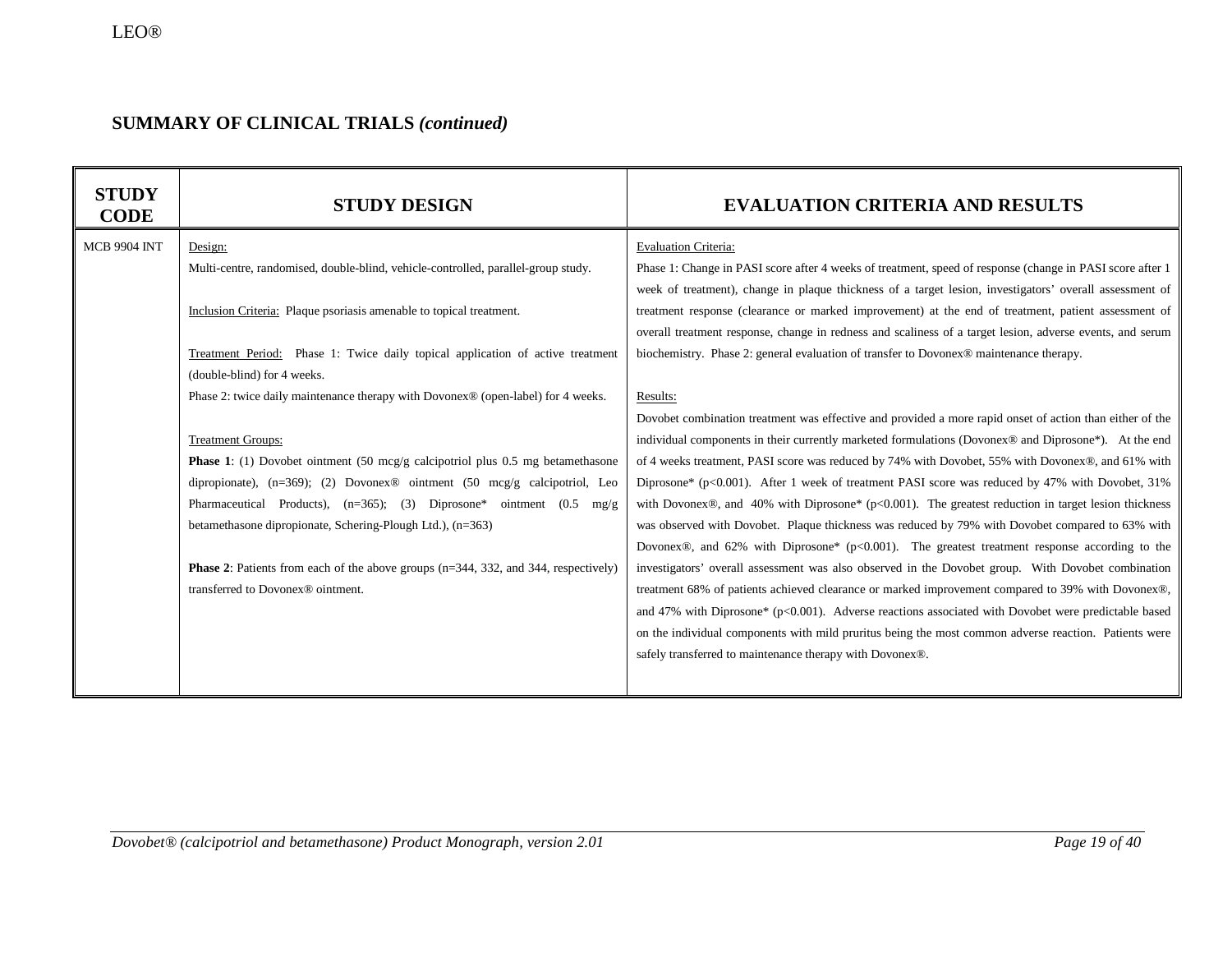## SUMMARY OF CLINICAL TRIALS *(continued)*

| STUDY CODE | STUDY DESIGN | EVALUATION CRITERIA AND RESULTS |
|---|---|---|
| MCB 9904 INT | Design:<br>Multi-centre, randomised, double-blind, vehicle-controlled, parallel-group study.<br><br>Inclusion Criteria: Plaque psoriasis amenable to topical treatment.<br><br>Treatment Period: Phase 1: Twice daily topical application of active treatment (double-blind) for 4 weeks.<br>Phase 2: twice daily maintenance therapy with Dovonex® (open-label) for 4 weeks.<br><br>Treatment Groups:<br>**Phase 1**: (1) Dovobet ointment (50 mcg/g calcipotriol plus 0.5 mg betamethasone dipropionate), (n=369); (2) Dovonex® ointment (50 mcg/g calcipotriol, Leo Pharmaceutical Products), (n=365); (3) Diprosone* ointment (0.5 mg/g betamethasone dipropionate, Schering-Plough Ltd.), (n=363)<br><br>**Phase 2**: Patients from each of the above groups (n=344, 332, and 344, respectively) transferred to Dovonex® ointment. | Evaluation Criteria:<br>Phase 1: Change in PASI score after 4 weeks of treatment, speed of response (change in PASI score after 1 week of treatment), change in plaque thickness of a target lesion, investigators' overall assessment of treatment response (clearance or marked improvement) at the end of treatment, patient assessment of overall treatment response, change in redness and scaliness of a target lesion, adverse events, and serum biochemistry. Phase 2: general evaluation of transfer to Dovonex® maintenance therapy.<br><br>Results:<br>Dovobet combination treatment was effective and provided a more rapid onset of action than either of the individual components in their currently marketed formulations (Dovonex® and Diprosone*). At the end of 4 weeks treatment, PASI score was reduced by 74% with Dovobet, 55% with Dovonex®, and 61% with Diprosone* ($p<0.001$). After 1 week of treatment PASI score was reduced by 47% with Dovobet, 31% with Dovonex®, and 40% with Diprosone* ($p<0.001$). The greatest reduction in target lesion thickness was observed with Dovobet. Plaque thickness was reduced by 79% with Dovobet compared to 63% with Dovonex®, and 62% with Diprosone* ($p<0.001$). The greatest treatment response according to the investigators' overall assessment was also observed in the Dovobet group. With Dovobet combination treatment 68% of patients achieved clearance or marked improvement compared to 39% with Dovonex®, and 47% with Diprosone* ($p<0.001$). Adverse reactions associated with Dovobet were predictable based on the individual components with mild pruritus being the most common adverse reaction. Patients were safely transferred to maintenance therapy with Dovonex®. |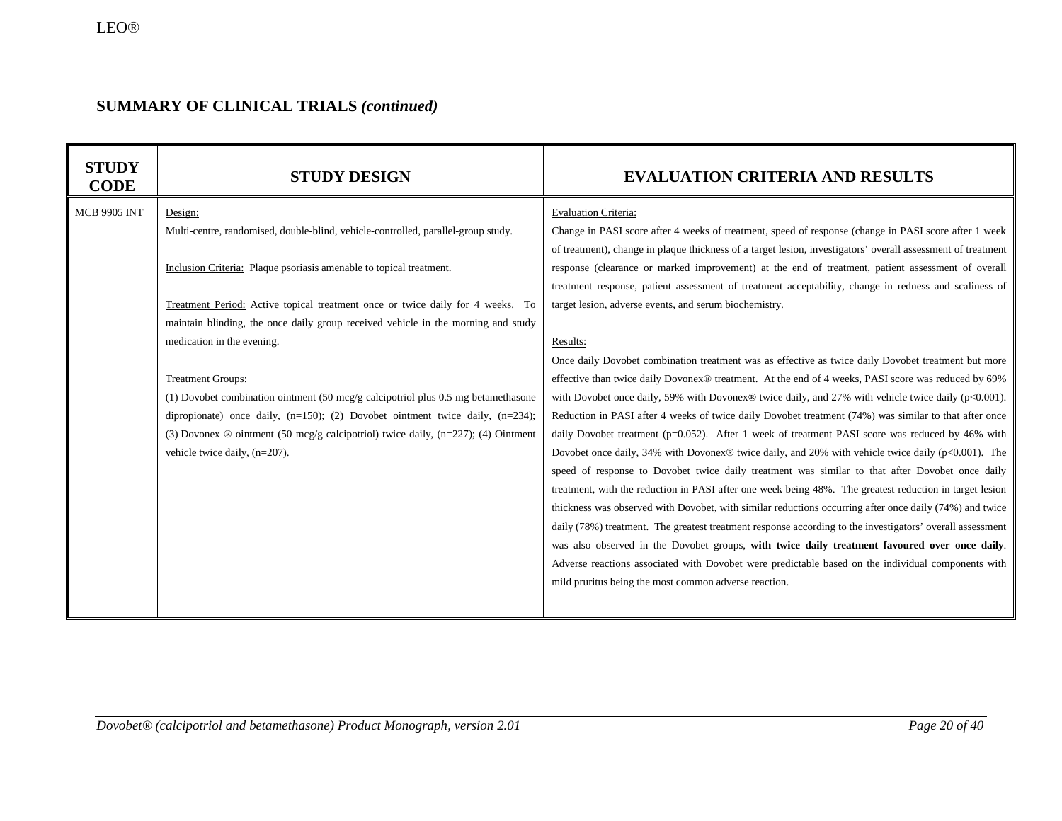## SUMMARY OF CLINICAL TRIALS *(continued)*

| STUDY CODE | STUDY DESIGN | EVALUATION CRITERIA AND RESULTS |
|---|---|---|
| MCB 9905 INT | Design:<br>Multi-centre, randomised, double-blind, vehicle-controlled, parallel-group study.<br><br>Inclusion Criteria: Plaque psoriasis amenable to topical treatment.<br><br>Treatment Period: Active topical treatment once or twice daily for 4 weeks. To maintain blinding, the once daily group received vehicle in the morning and study medication in the evening.<br><br>Treatment Groups:<br>(1) Dovobet combination ointment (50 mcg/g calcipotriol plus 0.5 mg betamethasone dipropionate) once daily, (n=150); (2) Dovobet ointment twice daily, (n=234); (3) Dovonex ® ointment (50 mcg/g calcipotriol) twice daily, (n=227); (4) Ointment vehicle twice daily, (n=207). | Evaluation Criteria:<br>Change in PASI score after 4 weeks of treatment, speed of response (change in PASI score after 1 week of treatment), change in plaque thickness of a target lesion, investigators' overall assessment of treatment response (clearance or marked improvement) at the end of treatment, patient assessment of overall treatment response, patient assessment of treatment acceptability, change in redness and scaliness of target lesion, adverse events, and serum biochemistry.<br><br>Results:<br>Once daily Dovobet combination treatment was as effective as twice daily Dovobet treatment but more effective than twice daily Dovonex® treatment. At the end of 4 weeks, PASI score was reduced by 69% with Dovobet once daily, 59% with Dovonex® twice daily, and 27% with vehicle twice daily (p<0.001). Reduction in PASI after 4 weeks of twice daily Dovobet treatment (74%) was similar to that after once daily Dovobet treatment (p=0.052). After 1 week of treatment PASI score was reduced by 46% with Dovobet once daily, 34% with Dovonex® twice daily, and 20% with vehicle twice daily (p<0.001). The speed of response to Dovobet twice daily treatment was similar to that after Dovobet once daily treatment, with the reduction in PASI after one week being 48%. The greatest reduction in target lesion thickness was observed with Dovobet, with similar reductions occurring after once daily (74%) and twice daily (78%) treatment. The greatest treatment response according to the investigators' overall assessment was also observed in the Dovobet groups, **with twice daily treatment favoured over once daily**. Adverse reactions associated with Dovobet were predictable based on the individual components with mild pruritus being the most common adverse reaction. |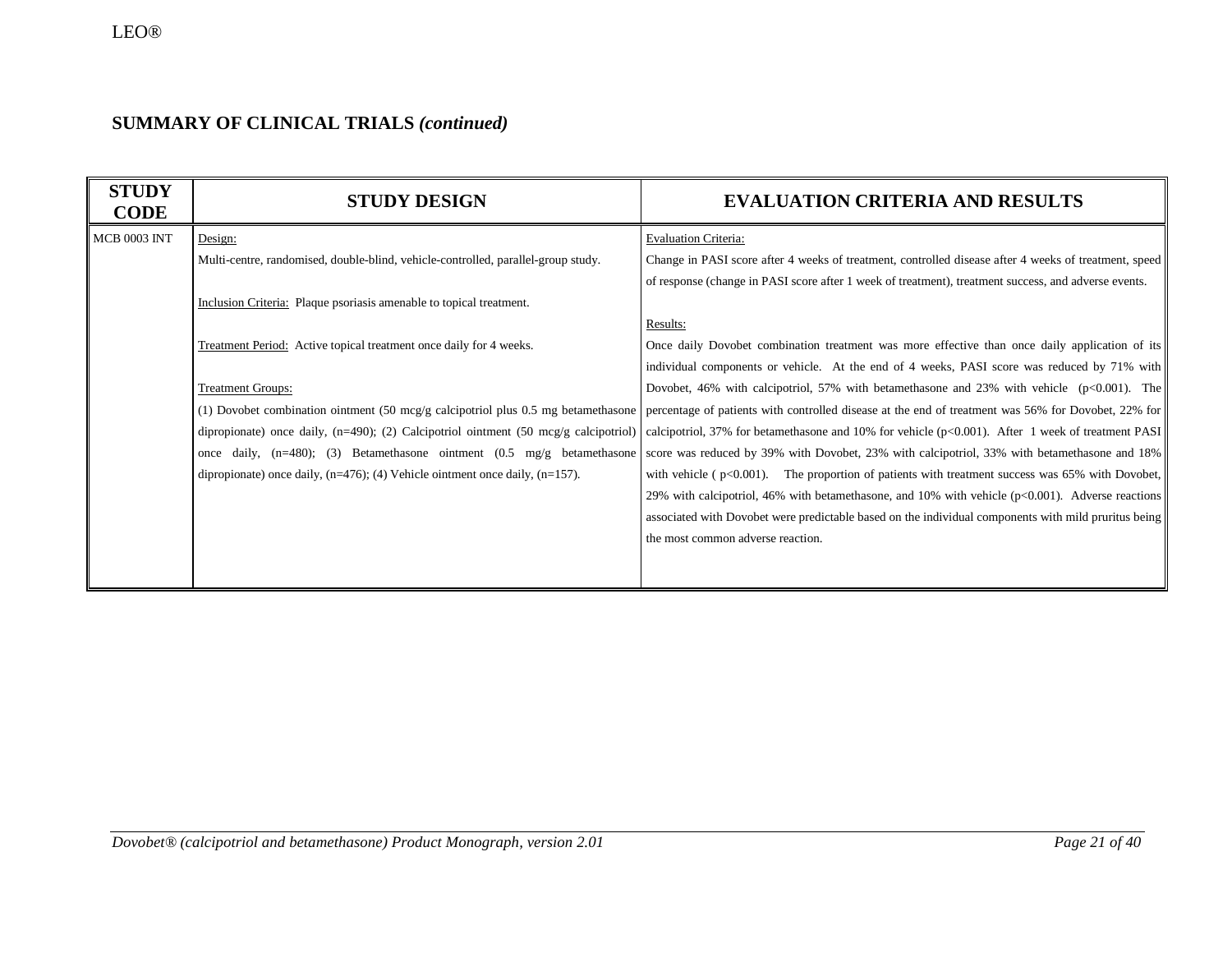## SUMMARY OF CLINICAL TRIALS *(continued)*

| STUDY CODE | STUDY DESIGN | EVALUATION CRITERIA AND RESULTS |
|---|---|---|
| MCB 0003 INT | Design:<br>Multi-centre, randomised, double-blind, vehicle-controlled, parallel-group study.<br><br>Inclusion Criteria: Plaque psoriasis amenable to topical treatment.<br><br>Treatment Period: Active topical treatment once daily for 4 weeks.<br><br>Treatment Groups:<br>(1) Dovobet combination ointment (50 mcg/g calcipotriol plus 0.5 mg betamethasone dipropionate) once daily, (n=490); (2) Calcipotriol ointment (50 mcg/g calcipotriol) once daily, (n=480); (3) Betamethasone ointment (0.5 mg/g betamethasone dipropionate) once daily, (n=476); (4) Vehicle ointment once daily, (n=157). | Evaluation Criteria:<br>Change in PASI score after 4 weeks of treatment, controlled disease after 4 weeks of treatment, speed of response (change in PASI score after 1 week of treatment), treatment success, and adverse events.<br><br>Results:<br>Once daily Dovobet combination treatment was more effective than once daily application of its individual components or vehicle. At the end of 4 weeks, PASI score was reduced by 71% with Dovobet, 46% with calcipotriol, 57% with betamethasone and 23% with vehicle ($p<0.001$). The percentage of patients with controlled disease at the end of treatment was 56% for Dovobet, 22% for calcipotriol, 37% for betamethasone and 10% for vehicle ($p<0.001$). After 1 week of treatment PASI score was reduced by 39% with Dovobet, 23% with calcipotriol, 33% with betamethasone and 18% with vehicle ( $p<0.001$). The proportion of patients with treatment success was 65% with Dovobet, 29% with calcipotriol, 46% with betamethasone, and 10% with vehicle ($p<0.001$). Adverse reactions associated with Dovobet were predictable based on the individual components with mild pruritus being the most common adverse reaction. |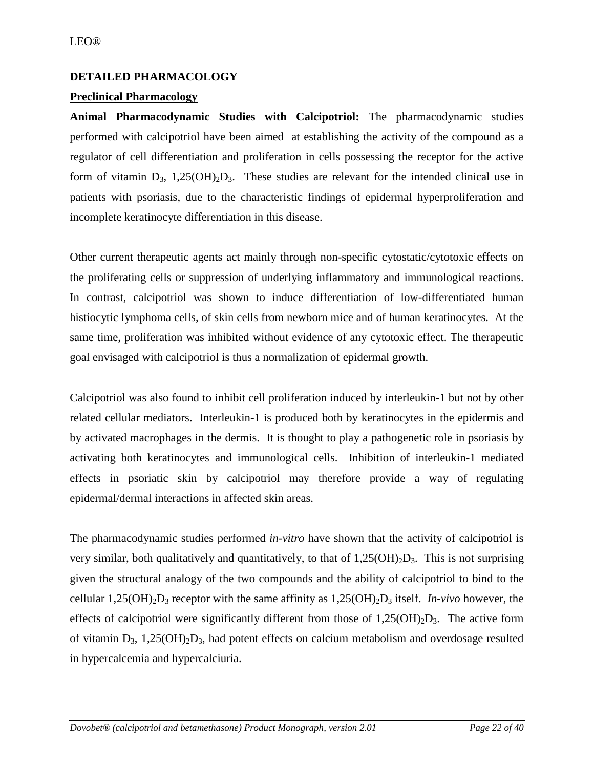## DETAILED PHARMACOLOGY

### Preclinical Pharmacology

**Animal Pharmacodynamic Studies with Calcipotriol:** The pharmacodynamic studies performed with calcipotriol have been aimed at establishing the activity of the compound as a regulator of cell differentiation and proliferation in cells possessing the receptor for the active form of vitamin $D_3$, $1,25(OH)_2D_3$. These studies are relevant for the intended clinical use in patients with psoriasis, due to the characteristic findings of epidermal hyperproliferation and incomplete keratinocyte differentiation in this disease.

Other current therapeutic agents act mainly through non-specific cytostatic/cytotoxic effects on the proliferating cells or suppression of underlying inflammatory and immunological reactions. In contrast, calcipotriol was shown to induce differentiation of low-differentiated human histiocytic lymphoma cells, of skin cells from newborn mice and of human keratinocytes. At the same time, proliferation was inhibited without evidence of any cytotoxic effect. The therapeutic goal envisaged with calcipotriol is thus a normalization of epidermal growth.

Calcipotriol was also found to inhibit cell proliferation induced by interleukin-1 but not by other related cellular mediators. Interleukin-1 is produced both by keratinocytes in the epidermis and by activated macrophages in the dermis. It is thought to play a pathogenetic role in psoriasis by activating both keratinocytes and immunological cells. Inhibition of interleukin-1 mediated effects in psoriatic skin by calcipotriol may therefore provide a way of regulating epidermal/dermal interactions in affected skin areas.

The pharmacodynamic studies performed *in-vitro* have shown that the activity of calcipotriol is very similar, both qualitatively and quantitatively, to that of $1,25(OH)_2D_3$. This is not surprising given the structural analogy of the two compounds and the ability of calcipotriol to bind to the cellular $1,25(OH)_2D_3$ receptor with the same affinity as $1,25(OH)_2D_3$ itself. *In-vivo* however, the effects of calcipotriol were significantly different from those of $1,25(OH)_2D_3$. The active form of vitamin $D_3$, $1,25(OH)_2D_3$, had potent effects on calcium metabolism and overdosage resulted in hypercalcemia and hypercalciuria.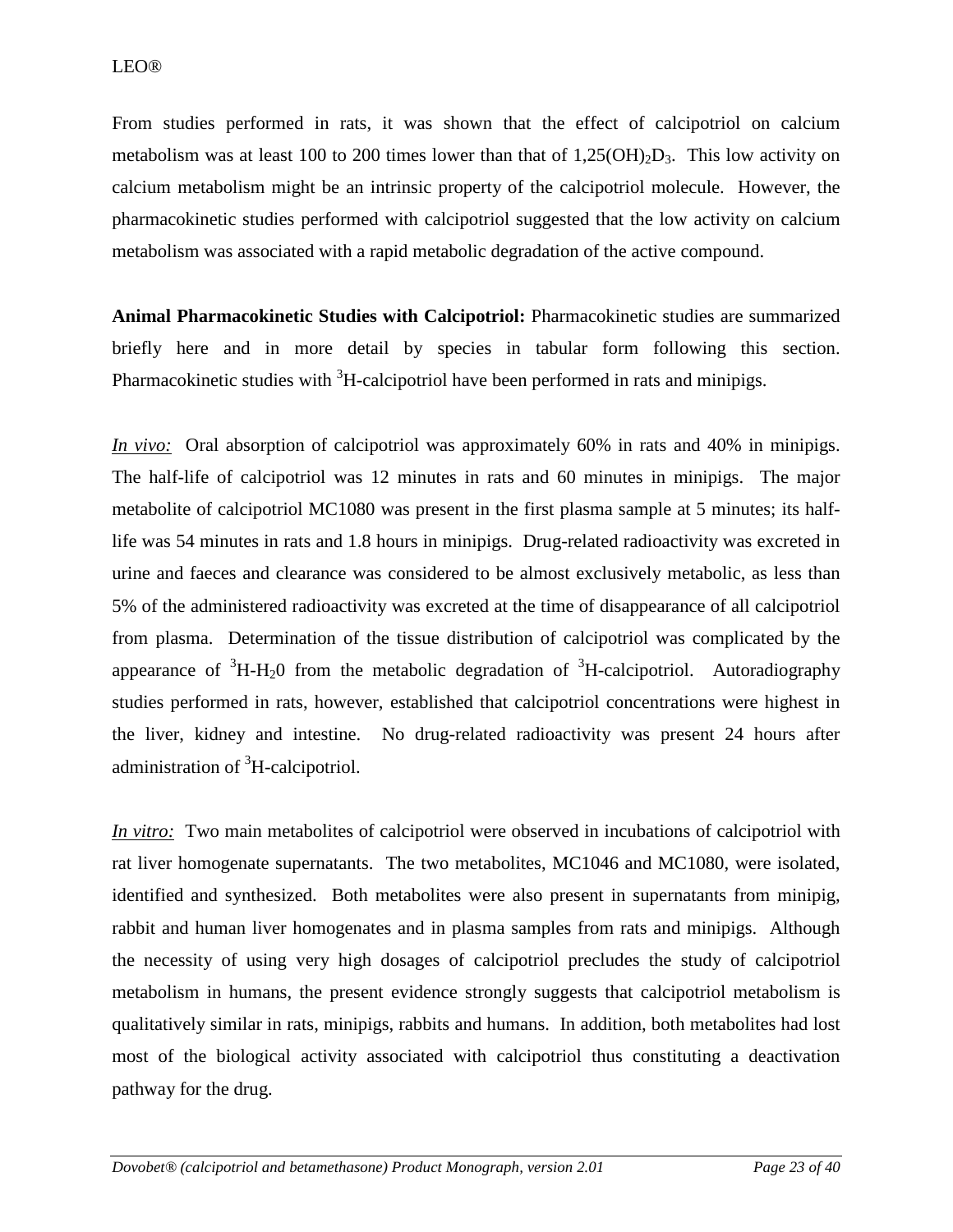From studies performed in rats, it was shown that the effect of calcipotriol on calcium metabolism was at least 100 to 200 times lower than that of $1,25(OH)_2D_3$. This low activity on calcium metabolism might be an intrinsic property of the calcipotriol molecule. However, the pharmacokinetic studies performed with calcipotriol suggested that the low activity on calcium metabolism was associated with a rapid metabolic degradation of the active compound.

**Animal Pharmacokinetic Studies with Calcipotriol:** Pharmacokinetic studies are summarized briefly here and in more detail by species in tabular form following this section. Pharmacokinetic studies with $^3$H-calcipotriol have been performed in rats and minipigs.

*In vivo:* Oral absorption of calcipotriol was approximately 60% in rats and 40% in minipigs. The half-life of calcipotriol was 12 minutes in rats and 60 minutes in minipigs. The major metabolite of calcipotriol MC1080 was present in the first plasma sample at 5 minutes; its half-life was 54 minutes in rats and 1.8 hours in minipigs. Drug-related radioactivity was excreted in urine and faeces and clearance was considered to be almost exclusively metabolic, as less than 5% of the administered radioactivity was excreted at the time of disappearance of all calcipotriol from plasma. Determination of the tissue distribution of calcipotriol was complicated by the appearance of $^3H\text{-}H_20$ from the metabolic degradation of $^3$H-calcipotriol. Autoradiography studies performed in rats, however, established that calcipotriol concentrations were highest in the liver, kidney and intestine. No drug-related radioactivity was present 24 hours after administration of $^3$H-calcipotriol.

*In vitro:* Two main metabolites of calcipotriol were observed in incubations of calcipotriol with rat liver homogenate supernatants. The two metabolites, MC1046 and MC1080, were isolated, identified and synthesized. Both metabolites were also present in supernatants from minipig, rabbit and human liver homogenates and in plasma samples from rats and minipigs. Although the necessity of using very high dosages of calcipotriol precludes the study of calcipotriol metabolism in humans, the present evidence strongly suggests that calcipotriol metabolism is qualitatively similar in rats, minipigs, rabbits and humans. In addition, both metabolites had lost most of the biological activity associated with calcipotriol thus constituting a deactivation pathway for the drug.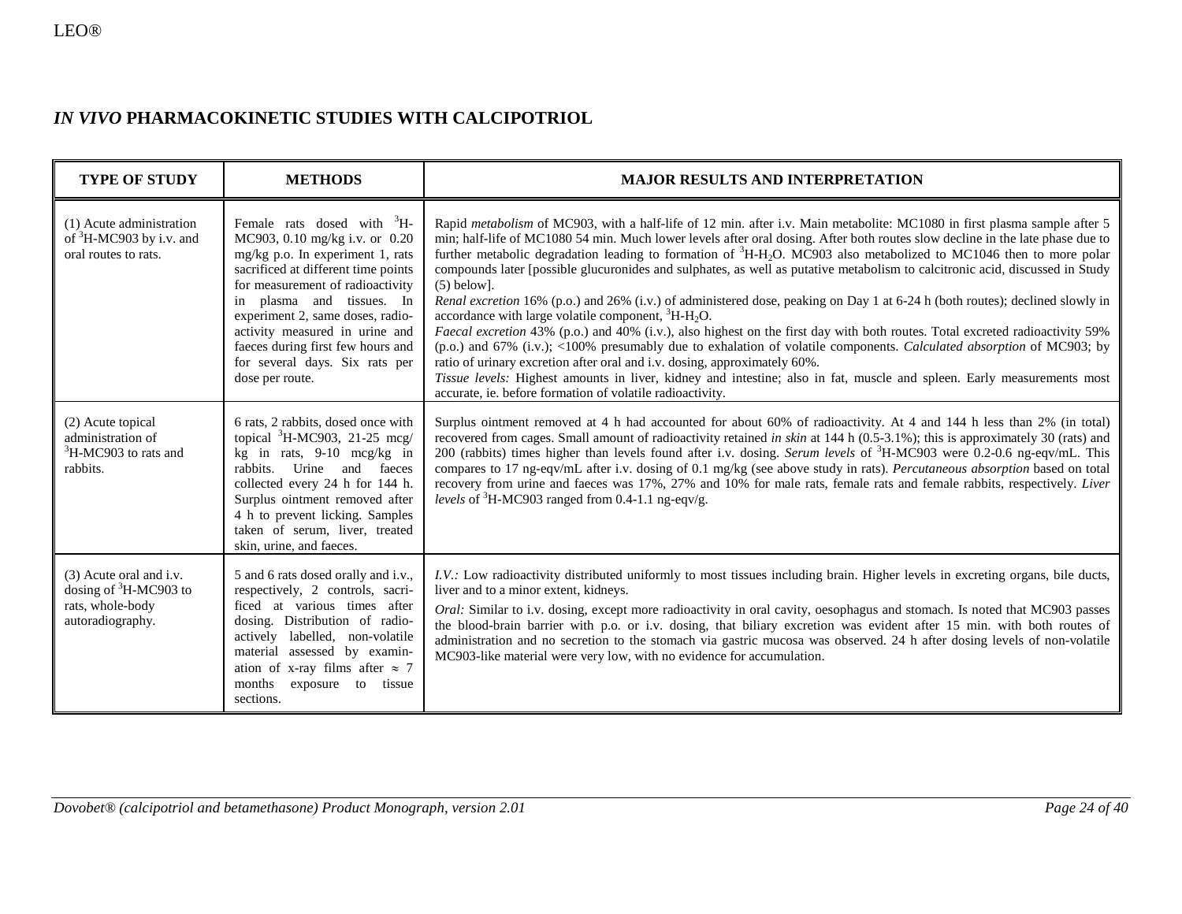# *IN VIVO* PHARMACOKINETIC STUDIES WITH CALCIPOTRIOL

| TYPE OF STUDY | METHODS | MAJOR RESULTS AND INTERPRETATION |
|---|---|---|
| (1) Acute administration of $^3$H-MC903 by i.v. and oral routes to rats. | Female rats dosed with $^3$H-MC903, 0.10 mg/kg i.v. or 0.20 mg/kg p.o. In experiment 1, rats sacrificed at different time points for measurement of radioactivity in plasma and tissues. In experiment 2, same doses, radio-activity measured in urine and faeces during first few hours and for several days. Six rats per dose per route. | Rapid *metabolism* of MC903, with a half-life of 12 min. after i.v. Main metabolite: MC1080 in first plasma sample after 5 min; half-life of MC1080 54 min. Much lower levels after oral dosing. After both routes slow decline in the late phase due to further metabolic degradation leading to formation of $^3$H-$H_2O$. MC903 also metabolized to MC1046 then to more polar compounds later [possible glucuronides and sulphates, as well as putative metabolism to calcitronic acid, discussed in Study (5) below].<br>*Renal excretion* 16% (p.o.) and 26% (i.v.) of administered dose, peaking on Day 1 at 6-24 h (both routes); declined slowly in accordance with large volatile component, $^3$H-$H_2O$.<br>*Faecal excretion* 43% (p.o.) and 40% (i.v.), also highest on the first day with both routes. Total excreted radioactivity 59% (p.o.) and 67% (i.v.); <100% presumably due to exhalation of volatile components. *Calculated absorption* of MC903; by ratio of urinary excretion after oral and i.v. dosing, approximately 60%.<br>*Tissue levels:* Highest amounts in liver, kidney and intestine; also in fat, muscle and spleen. Early measurements most accurate, ie. before formation of volatile radioactivity. |
| (2) Acute topical administration of $^3$H-MC903 to rats and rabbits. | 6 rats, 2 rabbits, dosed once with topical $^3$H-MC903, 21-25 mcg/kg in rats, 9-10 mcg/kg in rabbits. Urine and faeces collected every 24 h for 144 h. Surplus ointment removed after 4 h to prevent licking. Samples taken of serum, liver, treated skin, urine, and faeces. | Surplus ointment removed at 4 h had accounted for about 60% of radioactivity. At 4 and 144 h less than 2% (in total) recovered from cages. Small amount of radioactivity retained *in skin* at 144 h (0.5-3.1%); this is approximately 30 (rats) and 200 (rabbits) times higher than levels found after i.v. dosing. *Serum levels* of $^3$H-MC903 were 0.2-0.6 ng-eqv/mL. This compares to 17 ng-eqv/mL after i.v. dosing of 0.1 mg/kg (see above study in rats). *Percutaneous absorption* based on total recovery from urine and faeces was 17%, 27% and 10% for male rats, female rats and female rabbits, respectively. *Liver levels* of $^3$H-MC903 ranged from 0.4-1.1 ng-eqv/g. |
| (3) Acute oral and i.v. dosing of $^3$H-MC903 to rats, whole-body autoradiography. | 5 and 6 rats dosed orally and i.v., respectively, 2 controls, sacri-ficed at various times after dosing. Distribution of radio-actively labelled, non-volatile material assessed by examin-ation of x-ray films after ≈ 7 months exposure to tissue sections. | *I.V.:* Low radioactivity distributed uniformly to most tissues including brain. Higher levels in excreting organs, bile ducts, liver and to a minor extent, kidneys.<br>*Oral:* Similar to i.v. dosing, except more radioactivity in oral cavity, oesophagus and stomach. Is noted that MC903 passes the blood-brain barrier with p.o. or i.v. dosing, that biliary excretion was evident after 15 min. with both routes of administration and no secretion to the stomach via gastric mucosa was observed. 24 h after dosing levels of non-volatile MC903-like material were very low, with no evidence for accumulation. |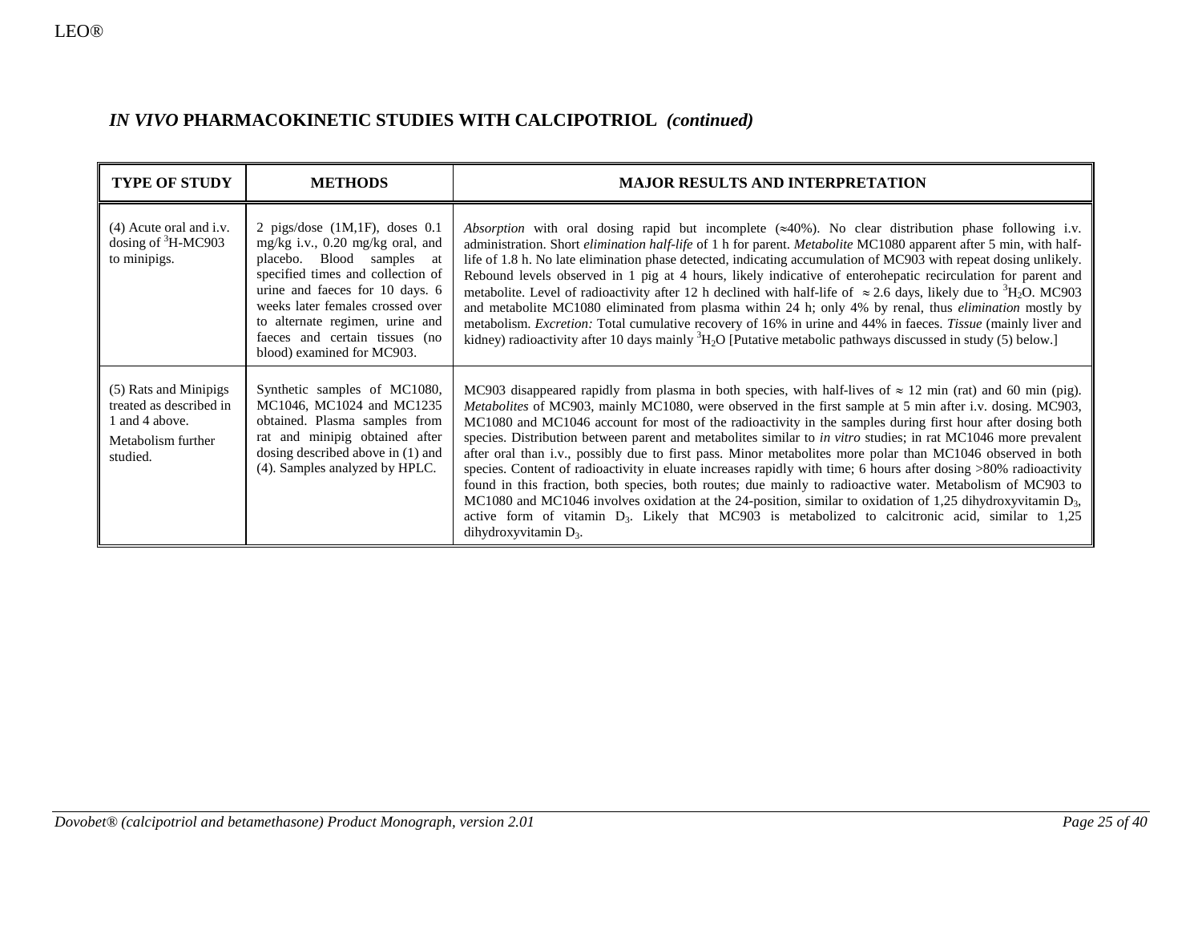## *IN VIVO* PHARMACOKINETIC STUDIES WITH CALCIPOTRIOL *(continued)*

| TYPE OF STUDY | METHODS | MAJOR RESULTS AND INTERPRETATION |
|---|---|---|
| (4) Acute oral and i.v. dosing of $^3$H-MC903 to minipigs. | 2 pigs/dose (1M,1F), doses 0.1 mg/kg i.v., 0.20 mg/kg oral, and placebo. Blood samples at specified times and collection of urine and faeces for 10 days. 6 weeks later females crossed over to alternate regimen, urine and faeces and certain tissues (no blood) examined for MC903. | *Absorption* with oral dosing rapid but incomplete (≈40%). No clear distribution phase following i.v. administration. Short *elimination half-life* of 1 h for parent. *Metabolite* MC1080 apparent after 5 min, with half-life of 1.8 h. No late elimination phase detected, indicating accumulation of MC903 with repeat dosing unlikely. Rebound levels observed in 1 pig at 4 hours, likely indicative of enterohepatic recirculation for parent and metabolite. Level of radioactivity after 12 h declined with half-life of ≈ 2.6 days, likely due to $^3H_2O$. MC903 and metabolite MC1080 eliminated from plasma within 24 h; only 4% by renal, thus *elimination* mostly by metabolism. *Excretion:* Total cumulative recovery of 16% in urine and 44% in faeces. *Tissue* (mainly liver and kidney) radioactivity after 10 days mainly $^3H_2O$ [Putative metabolic pathways discussed in study (5) below.] |
| (5) Rats and Minipigs treated as described in 1 and 4 above.<br><br>Metabolism further studied. | Synthetic samples of MC1080, MC1046, MC1024 and MC1235 obtained. Plasma samples from rat and minipig obtained after dosing described above in (1) and (4). Samples analyzed by HPLC. | MC903 disappeared rapidly from plasma in both species, with half-lives of ≈ 12 min (rat) and 60 min (pig). *Metabolites* of MC903, mainly MC1080, were observed in the first sample at 5 min after i.v. dosing. MC903, MC1080 and MC1046 account for most of the radioactivity in the samples during first hour after dosing both species. Distribution between parent and metabolites similar to *in vitro* studies; in rat MC1046 more prevalent after oral than i.v., possibly due to first pass. Minor metabolites more polar than MC1046 observed in both species. Content of radioactivity in eluate increases rapidly with time; 6 hours after dosing >80% radioactivity found in this fraction, both species, both routes; due mainly to radioactive water. Metabolism of MC903 to MC1080 and MC1046 involves oxidation at the 24-position, similar to oxidation of 1,25 dihydroxyvitamin $D_3$, active form of vitamin $D_3$. Likely that MC903 is metabolized to calcitronic acid, similar to 1,25 dihydroxyvitamin $D_3$. |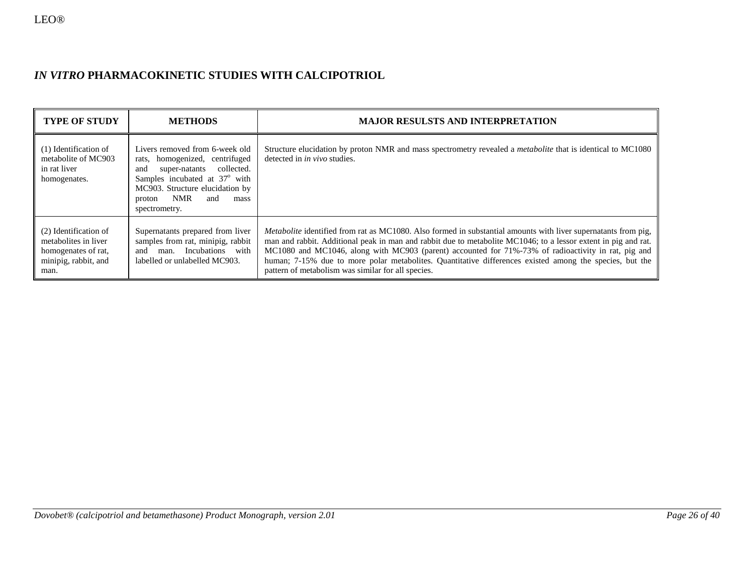## *IN VITRO* PHARMACOKINETIC STUDIES WITH CALCIPOTRIOL

| TYPE OF STUDY | METHODS | MAJOR RESULTS AND INTERPRETATION |
|---|---|---|
| (1) Identification of metabolite of MC903 in rat liver homogenates. | Livers removed from 6-week old rats, homogenized, centrifuged and super-natants collected. Samples incubated at 37$^o$ with MC903. Structure elucidation by proton NMR and mass spectrometry. | Structure elucidation by proton NMR and mass spectrometry revealed a *metabolite* that is identical to MC1080 detected in *in vivo* studies. |
| (2) Identification of metabolites in liver homogenates of rat, minipig, rabbit, and man. | Supernatants prepared from liver samples from rat, minipig, rabbit and man. Incubations with labelled or unlabelled MC903. | *Metabolite* identified from rat as MC1080. Also formed in substantial amounts with liver supernatants from pig, man and rabbit. Additional peak in man and rabbit due to metabolite MC1046; to a lessor extent in pig and rat. MC1080 and MC1046, along with MC903 (parent) accounted for 71%-73% of radioactivity in rat, pig and human; 7-15% due to more polar metabolites. Quantitative differences existed among the species, but the pattern of metabolism was similar for all species. |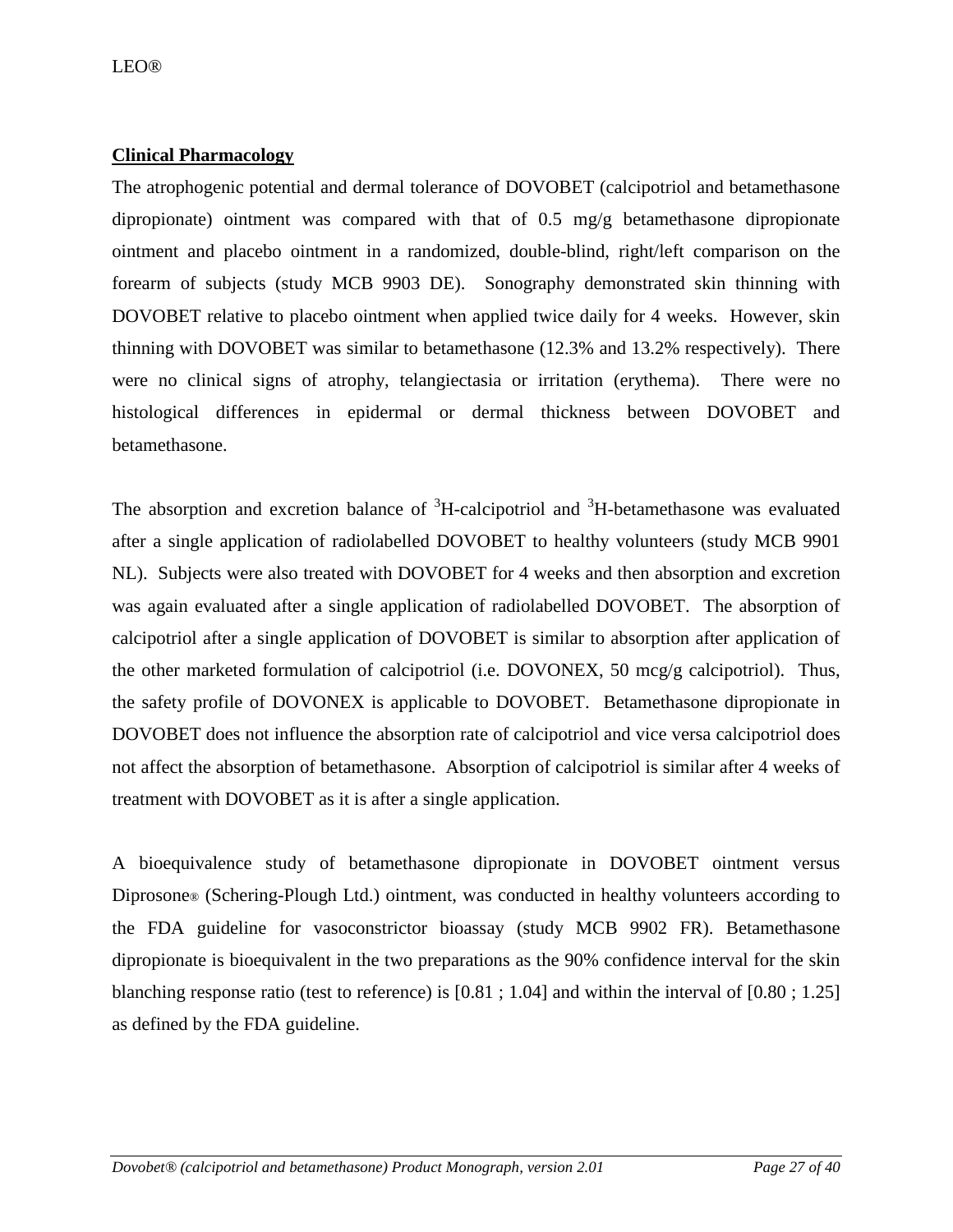## Clinical Pharmacology

The atrophogenic potential and dermal tolerance of DOVOBET (calcipotriol and betamethasone dipropionate) ointment was compared with that of 0.5 mg/g betamethasone dipropionate ointment and placebo ointment in a randomized, double-blind, right/left comparison on the forearm of subjects (study MCB 9903 DE). Sonography demonstrated skin thinning with DOVOBET relative to placebo ointment when applied twice daily for 4 weeks. However, skin thinning with DOVOBET was similar to betamethasone (12.3% and 13.2% respectively). There were no clinical signs of atrophy, telangiectasia or irritation (erythema). There were no histological differences in epidermal or dermal thickness between DOVOBET and betamethasone.

The absorption and excretion balance of $^{3}$H-calcipotriol and $^{3}$H-betamethasone was evaluated after a single application of radiolabelled DOVOBET to healthy volunteers (study MCB 9901 NL). Subjects were also treated with DOVOBET for 4 weeks and then absorption and excretion was again evaluated after a single application of radiolabelled DOVOBET. The absorption of calcipotriol after a single application of DOVOBET is similar to absorption after application of the other marketed formulation of calcipotriol (i.e. DOVONEX, 50 mcg/g calcipotriol). Thus, the safety profile of DOVONEX is applicable to DOVOBET. Betamethasone dipropionate in DOVOBET does not influence the absorption rate of calcipotriol and vice versa calcipotriol does not affect the absorption of betamethasone. Absorption of calcipotriol is similar after 4 weeks of treatment with DOVOBET as it is after a single application.

A bioequivalence study of betamethasone dipropionate in DOVOBET ointment versus Diprosone® (Schering-Plough Ltd.) ointment, was conducted in healthy volunteers according to the FDA guideline for vasoconstrictor bioassay (study MCB 9902 FR). Betamethasone dipropionate is bioequivalent in the two preparations as the 90% confidence interval for the skin blanching response ratio (test to reference) is [0.81 ; 1.04] and within the interval of [0.80 ; 1.25] as defined by the FDA guideline.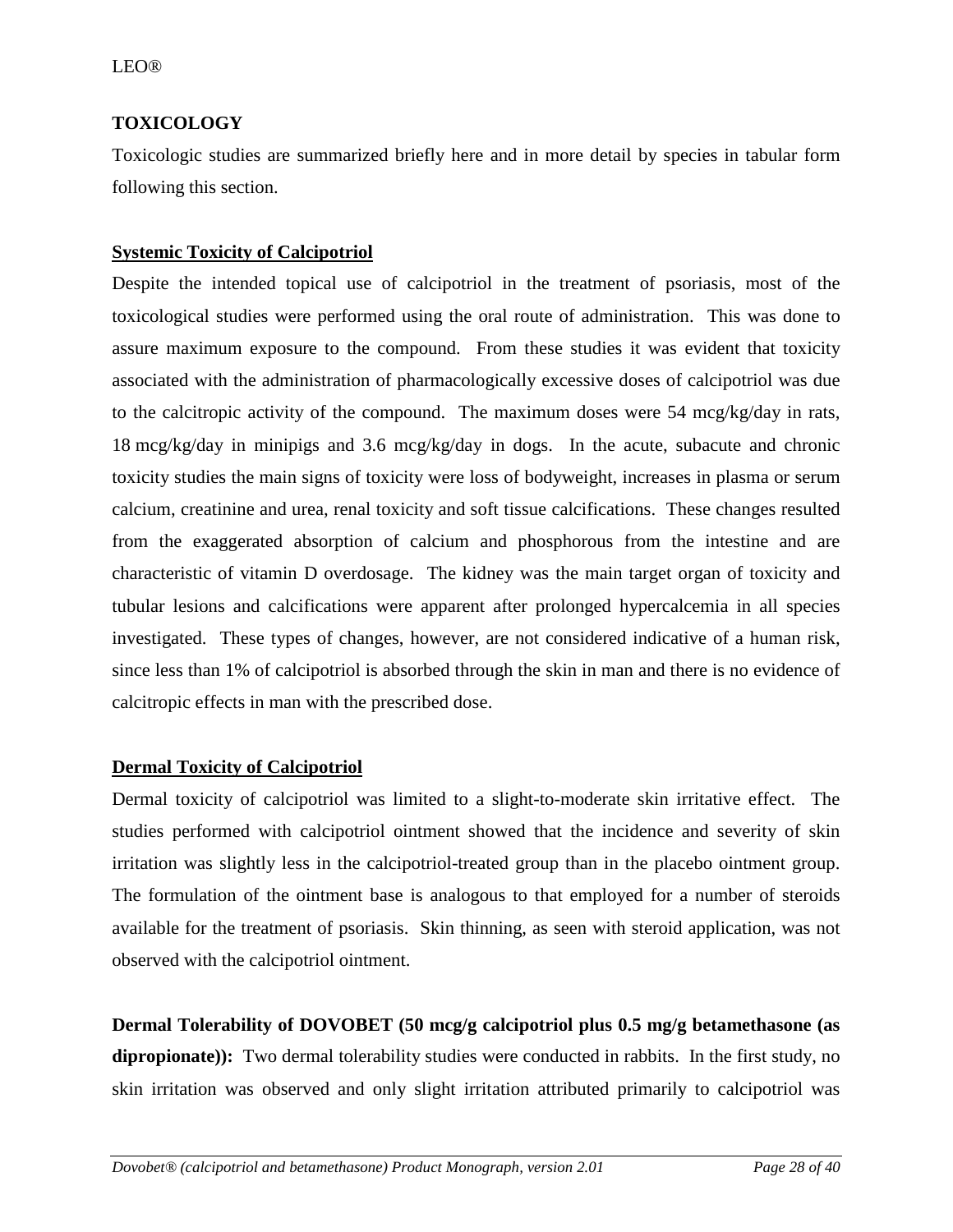## TOXICOLOGY

Toxicologic studies are summarized briefly here and in more detail by species in tabular form following this section.

### Systemic Toxicity of Calcipotriol

Despite the intended topical use of calcipotriol in the treatment of psoriasis, most of the toxicological studies were performed using the oral route of administration. This was done to assure maximum exposure to the compound. From these studies it was evident that toxicity associated with the administration of pharmacologically excessive doses of calcipotriol was due to the calcitropic activity of the compound. The maximum doses were 54 mcg/kg/day in rats, 18 mcg/kg/day in minipigs and 3.6 mcg/kg/day in dogs. In the acute, subacute and chronic toxicity studies the main signs of toxicity were loss of bodyweight, increases in plasma or serum calcium, creatinine and urea, renal toxicity and soft tissue calcifications. These changes resulted from the exaggerated absorption of calcium and phosphorous from the intestine and are characteristic of vitamin D overdosage. The kidney was the main target organ of toxicity and tubular lesions and calcifications were apparent after prolonged hypercalcemia in all species investigated. These types of changes, however, are not considered indicative of a human risk, since less than 1% of calcipotriol is absorbed through the skin in man and there is no evidence of calcitropic effects in man with the prescribed dose.

### Dermal Toxicity of Calcipotriol

Dermal toxicity of calcipotriol was limited to a slight-to-moderate skin irritative effect. The studies performed with calcipotriol ointment showed that the incidence and severity of skin irritation was slightly less in the calcipotriol-treated group than in the placebo ointment group. The formulation of the ointment base is analogous to that employed for a number of steroids available for the treatment of psoriasis. Skin thinning, as seen with steroid application, was not observed with the calcipotriol ointment.

**Dermal Tolerability of DOVOBET (50 mcg/g calcipotriol plus 0.5 mg/g betamethasone (as dipropionate)):** Two dermal tolerability studies were conducted in rabbits. In the first study, no skin irritation was observed and only slight irritation attributed primarily to calcipotriol was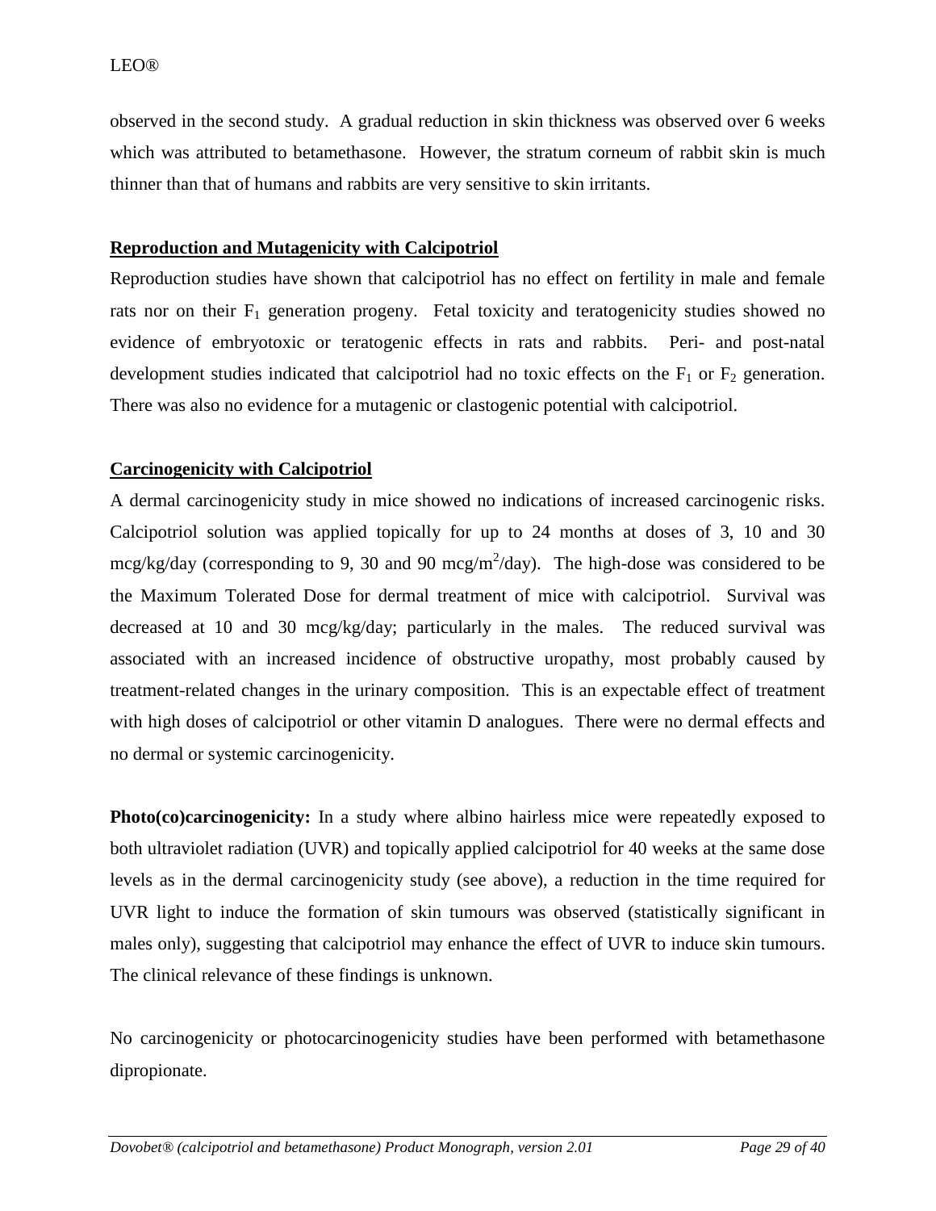observed in the second study. A gradual reduction in skin thickness was observed over 6 weeks which was attributed to betamethasone. However, the stratum corneum of rabbit skin is much thinner than that of humans and rabbits are very sensitive to skin irritants.

**Reproduction and Mutagenicity with Calcipotriol**

Reproduction studies have shown that calcipotriol has no effect on fertility in male and female rats nor on their $F_1$ generation progeny. Fetal toxicity and teratogenicity studies showed no evidence of embryotoxic or teratogenic effects in rats and rabbits. Peri- and post-natal development studies indicated that calcipotriol had no toxic effects on the $F_1$ or $F_2$ generation. There was also no evidence for a mutagenic or clastogenic potential with calcipotriol.

**Carcinogenicity with Calcipotriol**

A dermal carcinogenicity study in mice showed no indications of increased carcinogenic risks. Calcipotriol solution was applied topically for up to 24 months at doses of 3, 10 and 30 mcg/kg/day (corresponding to 9, 30 and 90 mcg/m$^2$/day). The high-dose was considered to be the Maximum Tolerated Dose for dermal treatment of mice with calcipotriol. Survival was decreased at 10 and 30 mcg/kg/day; particularly in the males. The reduced survival was associated with an increased incidence of obstructive uropathy, most probably caused by treatment-related changes in the urinary composition. This is an expectable effect of treatment with high doses of calcipotriol or other vitamin D analogues. There were no dermal effects and no dermal or systemic carcinogenicity.

**Photo(co)carcinogenicity:** In a study where albino hairless mice were repeatedly exposed to both ultraviolet radiation (UVR) and topically applied calcipotriol for 40 weeks at the same dose levels as in the dermal carcinogenicity study (see above), a reduction in the time required for UVR light to induce the formation of skin tumours was observed (statistically significant in males only), suggesting that calcipotriol may enhance the effect of UVR to induce skin tumours. The clinical relevance of these findings is unknown.

No carcinogenicity or photocarcinogenicity studies have been performed with betamethasone dipropionate.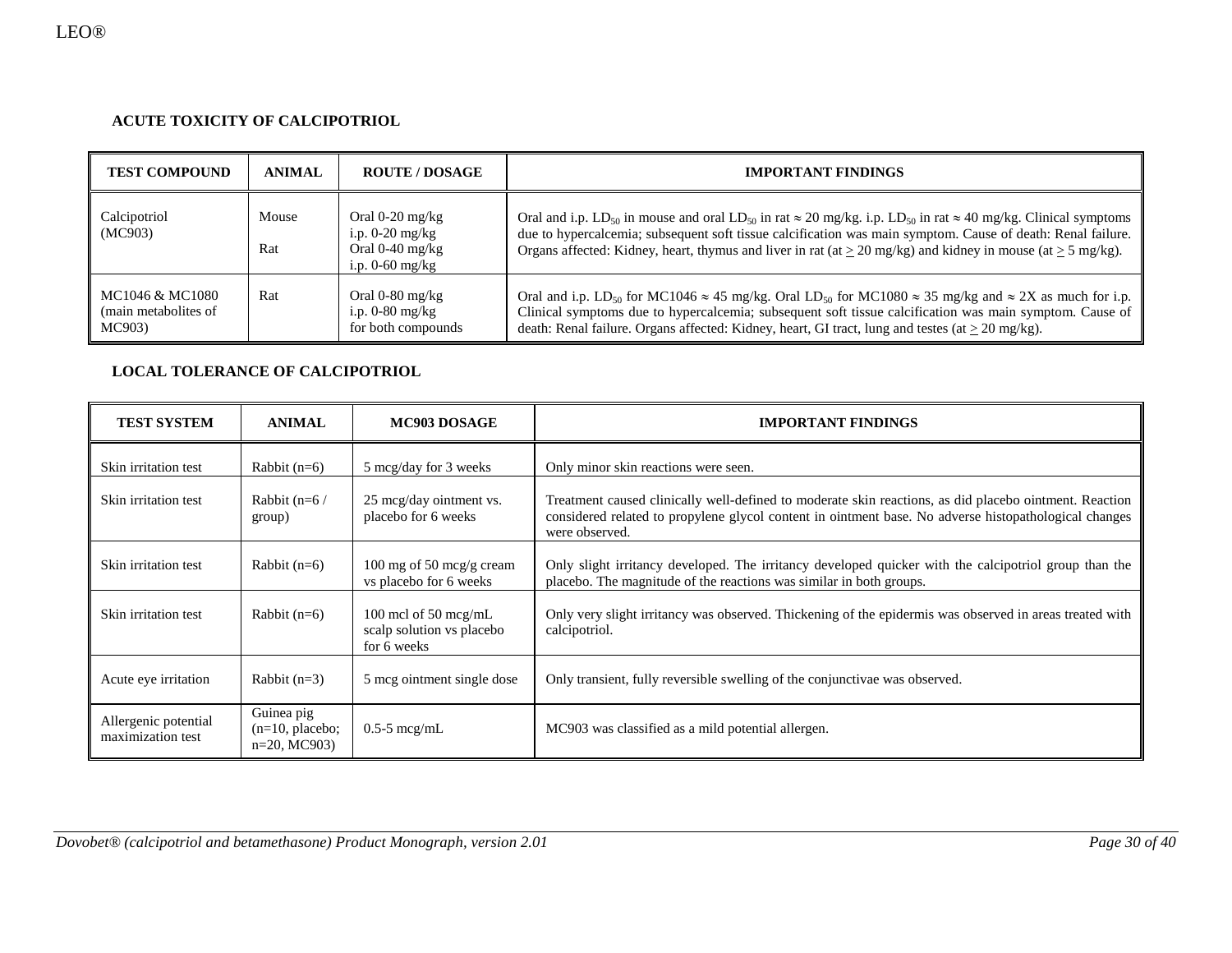### ACUTE TOXICITY OF CALCIPOTRIOL

| TEST COMPOUND | ANIMAL | ROUTE / DOSAGE | IMPORTANT FINDINGS |
|---|---|---|---|
| Calcipotriol (MC903) | Mouse<br><br>Rat | Oral 0-20 mg/kg<br>i.p. 0-20 mg/kg<br>Oral 0-40 mg/kg<br>i.p. 0-60 mg/kg | Oral and i.p. $LD_{50}$ in mouse and oral $LD_{50}$ in rat ≈ 20 mg/kg. i.p. $LD_{50}$ in rat ≈ 40 mg/kg. Clinical symptoms due to hypercalcemia; subsequent soft tissue calcification was main symptom. Cause of death: Renal failure. Organs affected: Kidney, heart, thymus and liver in rat (at ≥ 20 mg/kg) and kidney in mouse (at ≥ 5 mg/kg). |
| MC1046 & MC1080 (main metabolites of MC903) | Rat | Oral 0-80 mg/kg<br>i.p. 0-80 mg/kg<br>for both compounds | Oral and i.p. $LD_{50}$ for MC1046 ≈ 45 mg/kg. Oral $LD_{50}$ for MC1080 ≈ 35 mg/kg and ≈ 2X as much for i.p. Clinical symptoms due to hypercalcemia; subsequent soft tissue calcification was main symptom. Cause of death: Renal failure. Organs affected: Kidney, heart, GI tract, lung and testes (at ≥ 20 mg/kg). |

### LOCAL TOLERANCE OF CALCIPOTRIOL

| TEST SYSTEM | ANIMAL | MC903 DOSAGE | IMPORTANT FINDINGS |
|---|---|---|---|
| Skin irritation test | Rabbit (n=6) | 5 mcg/day for 3 weeks | Only minor skin reactions were seen. |
| Skin irritation test | Rabbit (n=6 / group) | 25 mcg/day ointment vs. placebo for 6 weeks | Treatment caused clinically well-defined to moderate skin reactions, as did placebo ointment. Reaction considered related to propylene glycol content in ointment base. No adverse histopathological changes were observed. |
| Skin irritation test | Rabbit (n=6) | 100 mg of 50 mcg/g cream vs placebo for 6 weeks | Only slight irritancy developed. The irritancy developed quicker with the calcipotriol group than the placebo. The magnitude of the reactions was similar in both groups. |
| Skin irritation test | Rabbit (n=6) | 100 mcl of 50 mcg/mL scalp solution vs placebo for 6 weeks | Only very slight irritancy was observed. Thickening of the epidermis was observed in areas treated with calcipotriol. |
| Acute eye irritation | Rabbit (n=3) | 5 mcg ointment single dose | Only transient, fully reversible swelling of the conjunctivae was observed. |
| Allergenic potential maximization test | Guinea pig (n=10, placebo; n=20, MC903) | 0.5-5 mcg/mL | MC903 was classified as a mild potential allergen. |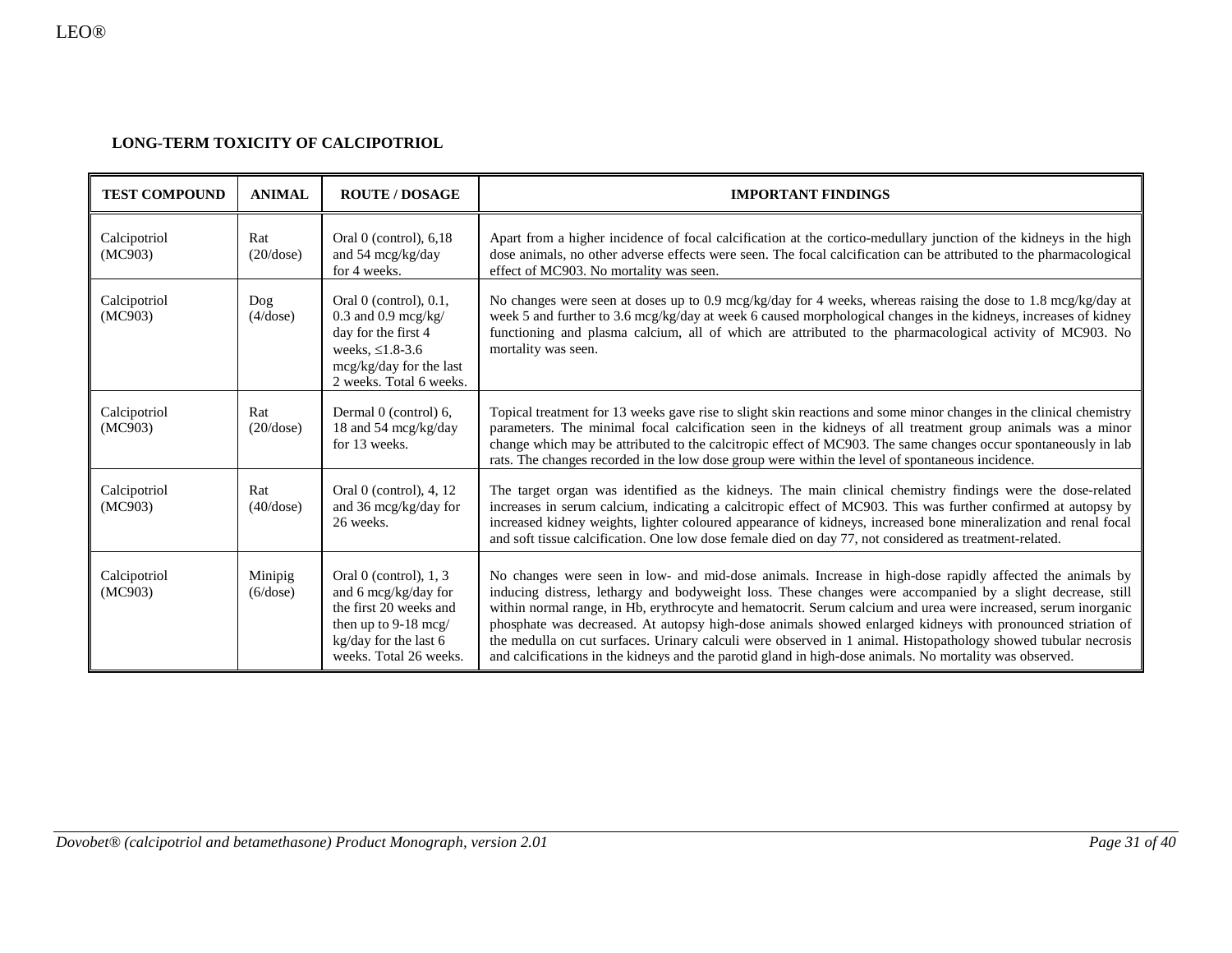## LONG-TERM TOXICITY OF CALCIPOTRIOL

| TEST COMPOUND | ANIMAL | ROUTE / DOSAGE | IMPORTANT FINDINGS |
|---|---|---|---|
| Calcipotriol (MC903) | Rat (20/dose) | Oral 0 (control), 6,18 and 54 mcg/kg/day for 4 weeks. | Apart from a higher incidence of focal calcification at the cortico-medullary junction of the kidneys in the high dose animals, no other adverse effects were seen. The focal calcification can be attributed to the pharmacological effect of MC903. No mortality was seen. |
| Calcipotriol (MC903) | Dog (4/dose) | Oral 0 (control), 0.1, 0.3 and 0.9 mcg/kg/ day for the first 4 weeks, ≤1.8-3.6 mcg/kg/day for the last 2 weeks. Total 6 weeks. | No changes were seen at doses up to 0.9 mcg/kg/day for 4 weeks, whereas raising the dose to 1.8 mcg/kg/day at week 5 and further to 3.6 mcg/kg/day at week 6 caused morphological changes in the kidneys, increases of kidney functioning and plasma calcium, all of which are attributed to the pharmacological activity of MC903. No mortality was seen. |
| Calcipotriol (MC903) | Rat (20/dose) | Dermal 0 (control) 6, 18 and 54 mcg/kg/day for 13 weeks. | Topical treatment for 13 weeks gave rise to slight skin reactions and some minor changes in the clinical chemistry parameters. The minimal focal calcification seen in the kidneys of all treatment group animals was a minor change which may be attributed to the calcitropic effect of MC903. The same changes occur spontaneously in lab rats. The changes recorded in the low dose group were within the level of spontaneous incidence. |
| Calcipotriol (MC903) | Rat (40/dose) | Oral 0 (control), 4, 12 and 36 mcg/kg/day for 26 weeks. | The target organ was identified as the kidneys. The main clinical chemistry findings were the dose-related increases in serum calcium, indicating a calcitropic effect of MC903. This was further confirmed at autopsy by increased kidney weights, lighter coloured appearance of kidneys, increased bone mineralization and renal focal and soft tissue calcification. One low dose female died on day 77, not considered as treatment-related. |
| Calcipotriol (MC903) | Minipig (6/dose) | Oral 0 (control), 1, 3 and 6 mcg/kg/day for the first 20 weeks and then up to 9-18 mcg/ kg/day for the last 6 weeks. Total 26 weeks. | No changes were seen in low- and mid-dose animals. Increase in high-dose rapidly affected the animals by inducing distress, lethargy and bodyweight loss. These changes were accompanied by a slight decrease, still within normal range, in Hb, erythrocyte and hematocrit. Serum calcium and urea were increased, serum inorganic phosphate was decreased. At autopsy high-dose animals showed enlarged kidneys with pronounced striation of the medulla on cut surfaces. Urinary calculi were observed in 1 animal. Histopathology showed tubular necrosis and calcifications in the kidneys and the parotid gland in high-dose animals. No mortality was observed. |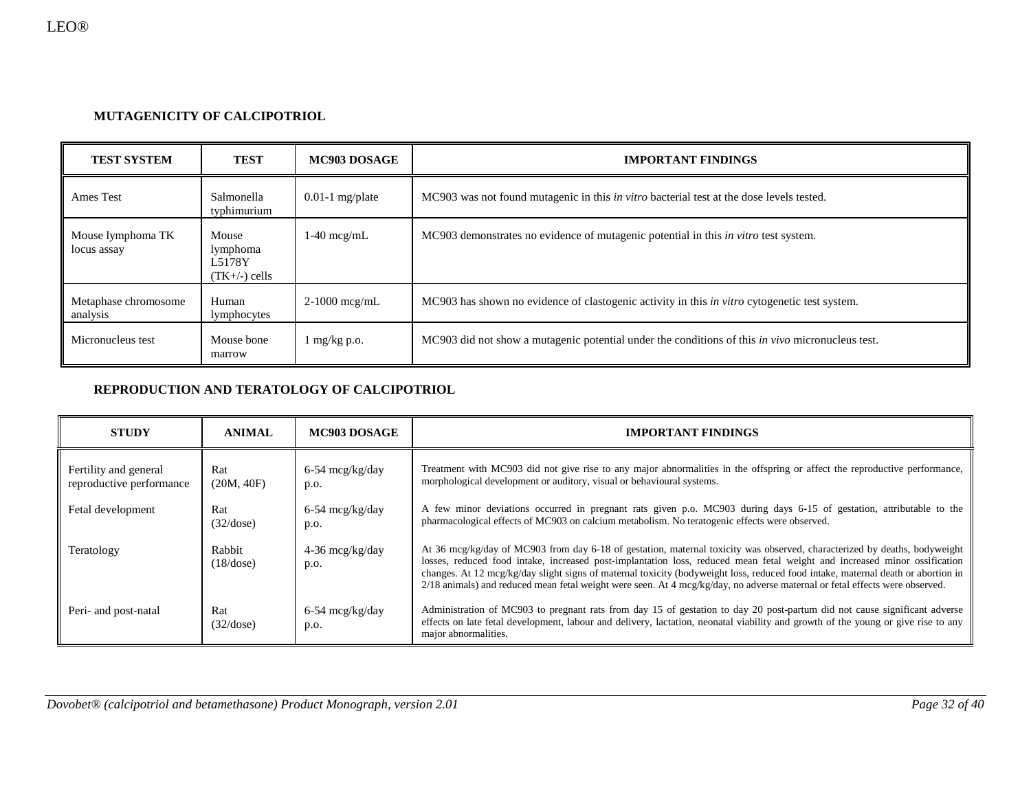### MUTAGENICITY OF CALCIPOTRIOL

| TEST SYSTEM | TEST | MC903 DOSAGE | IMPORTANT FINDINGS |
|---|---|---|---|
| Ames Test | Salmonella typhimurium | 0.01-1 mg/plate | MC903 was not found mutagenic in this *in vitro* bacterial test at the dose levels tested. |
| Mouse lymphoma TK locus assay | Mouse lymphoma L5178Y (TK+/-) cells | 1-40 mcg/mL | MC903 demonstrates no evidence of mutagenic potential in this *in vitro* test system. |
| Metaphase chromosome analysis | Human lymphocytes | 2-1000 mcg/mL | MC903 has shown no evidence of clastogenic activity in this *in vitro* cytogenetic test system. |
| Micronucleus test | Mouse bone marrow | 1 mg/kg p.o. | MC903 did not show a mutagenic potential under the conditions of this *in vivo* micronucleus test. |

### REPRODUCTION AND TERATOLOGY OF CALCIPOTRIOL

| STUDY | ANIMAL | MC903 DOSAGE | IMPORTANT FINDINGS |
|---|---|---|---|
| Fertility and general reproductive performance | Rat (20M, 40F) | 6-54 mcg/kg/day p.o. | Treatment with MC903 did not give rise to any major abnormalities in the offspring or affect the reproductive performance, morphological development or auditory, visual or behavioural systems. |
| Fetal development | Rat (32/dose) | 6-54 mcg/kg/day p.o. | A few minor deviations occurred in pregnant rats given p.o. MC903 during days 6-15 of gestation, attributable to the pharmacological effects of MC903 on calcium metabolism. No teratogenic effects were observed. |
| Teratology | Rabbit (18/dose) | 4-36 mcg/kg/day p.o. | At 36 mcg/kg/day of MC903 from day 6-18 of gestation, maternal toxicity was observed, characterized by deaths, bodyweight losses, reduced food intake, increased post-implantation loss, reduced mean fetal weight and increased minor ossification changes. At 12 mcg/kg/day slight signs of maternal toxicity (bodyweight loss, reduced food intake, maternal death or abortion in 2/18 animals) and reduced mean fetal weight were seen. At 4 mcg/kg/day, no adverse maternal or fetal effects were observed. |
| Peri- and post-natal | Rat (32/dose) | 6-54 mcg/kg/day p.o. | Administration of MC903 to pregnant rats from day 15 of gestation to day 20 post-partum did not cause significant adverse effects on late fetal development, labour and delivery, lactation, neonatal viability and growth of the young or give rise to any major abnormalities. |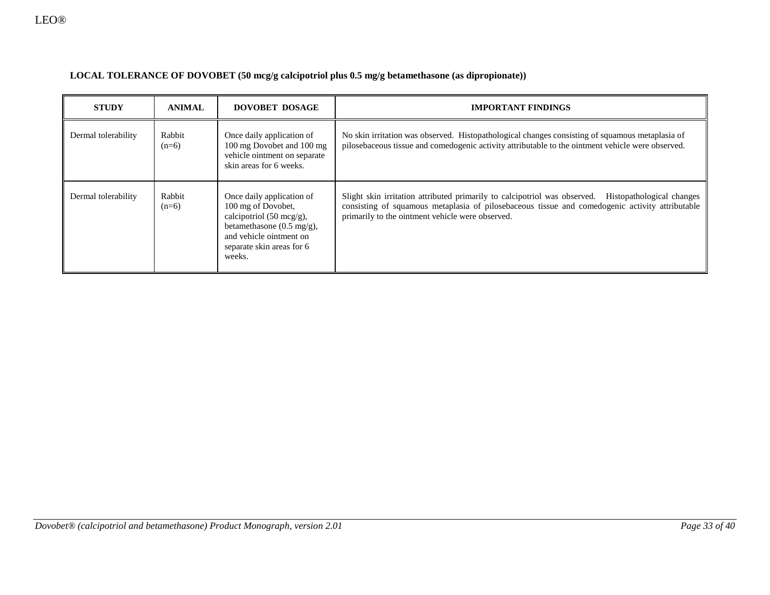**LOCAL TOLERANCE OF DOVOBET (50 mcg/g calcipotriol plus 0.5 mg/g betamethasone (as dipropionate))**

| STUDY | ANIMAL | DOVOBET DOSAGE | IMPORTANT FINDINGS |
|---|---|---|---|
| Dermal tolerability | Rabbit (n=6) | Once daily application of 100 mg Dovobet and 100 mg vehicle ointment on separate skin areas for 6 weeks. | No skin irritation was observed. Histopathological changes consisting of squamous metaplasia of pilosebaceous tissue and comedogenic activity attributable to the ointment vehicle were observed. |
| Dermal tolerability | Rabbit (n=6) | Once daily application of 100 mg of Dovobet, calcipotriol (50 mcg/g), betamethasone (0.5 mg/g), and vehicle ointment on separate skin areas for 6 weeks. | Slight skin irritation attributed primarily to calcipotriol was observed. Histopathological changes consisting of squamous metaplasia of pilosebaceous tissue and comedogenic activity attributable primarily to the ointment vehicle were observed. |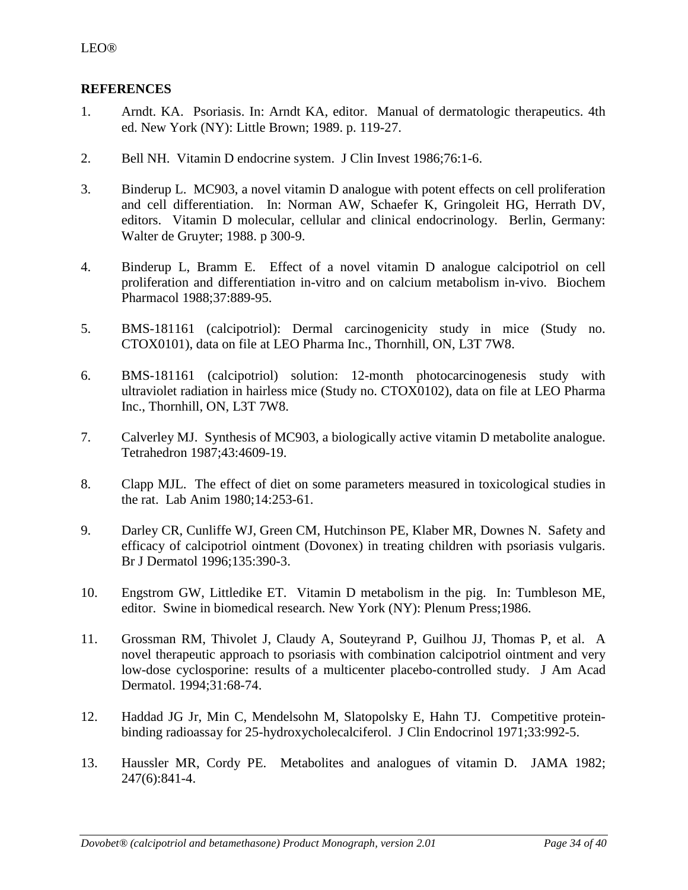LEO®

**REFERENCES**

1. Arndt. KA. Psoriasis. In: Arndt KA, editor. Manual of dermatologic therapeutics. 4th ed. New York (NY): Little Brown; 1989. p. 119-27.

2. Bell NH. Vitamin D endocrine system. J Clin Invest 1986;76:1-6.

3. Binderup L. MC903, a novel vitamin D analogue with potent effects on cell proliferation and cell differentiation. In: Norman AW, Schaefer K, Gringoleit HG, Herrath DV, editors. Vitamin D molecular, cellular and clinical endocrinology. Berlin, Germany: Walter de Gruyter; 1988. p 300-9.

4. Binderup L, Bramm E. Effect of a novel vitamin D analogue calcipotriol on cell proliferation and differentiation in-vitro and on calcium metabolism in-vivo. Biochem Pharmacol 1988;37:889-95.

5. BMS-181161 (calcipotriol): Dermal carcinogenicity study in mice (Study no. CTOX0101), data on file at LEO Pharma Inc., Thornhill, ON, L3T 7W8.

6. BMS-181161 (calcipotriol) solution: 12-month photocarcinogenesis study with ultraviolet radiation in hairless mice (Study no. CTOX0102), data on file at LEO Pharma Inc., Thornhill, ON, L3T 7W8.

7. Calverley MJ. Synthesis of MC903, a biologically active vitamin D metabolite analogue. Tetrahedron 1987;43:4609-19.

8. Clapp MJL. The effect of diet on some parameters measured in toxicological studies in the rat. Lab Anim 1980;14:253-61.

9. Darley CR, Cunliffe WJ, Green CM, Hutchinson PE, Klaber MR, Downes N. Safety and efficacy of calcipotriol ointment (Dovonex) in treating children with psoriasis vulgaris. Br J Dermatol 1996;135:390-3.

10. Engstrom GW, Littledike ET. Vitamin D metabolism in the pig. In: Tumbleson ME, editor. Swine in biomedical research. New York (NY): Plenum Press;1986.

11. Grossman RM, Thivolet J, Claudy A, Souteyrand P, Guilhou JJ, Thomas P, et al. A novel therapeutic approach to psoriasis with combination calcipotriol ointment and very low-dose cyclosporine: results of a multicenter placebo-controlled study. J Am Acad Dermatol. 1994;31:68-74.

12. Haddad JG Jr, Min C, Mendelsohn M, Slatopolsky E, Hahn TJ. Competitive protein-binding radioassay for 25-hydroxycholecalciferol. J Clin Endocrinol 1971;33:992-5.

13. Haussler MR, Cordy PE. Metabolites and analogues of vitamin D. JAMA 1982; 247(6):841-4.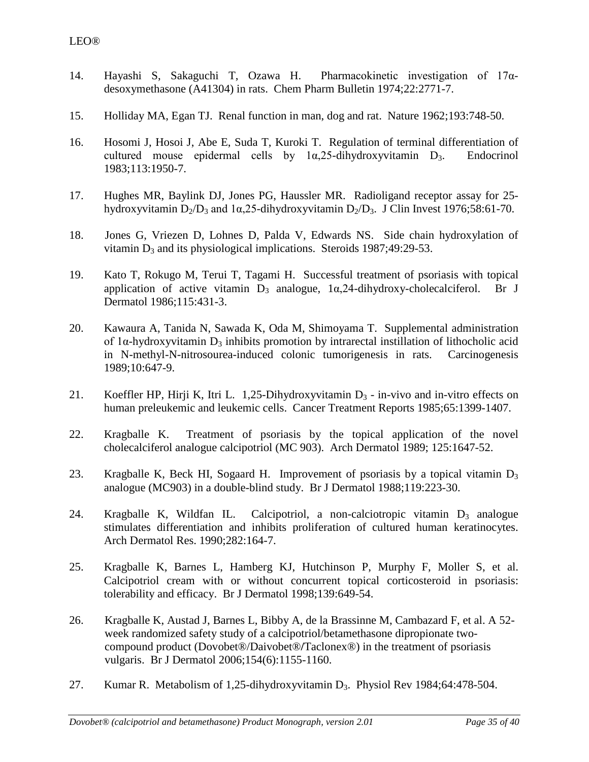14. Hayashi S, Sakaguchi T, Ozawa H. Pharmacokinetic investigation of 17α-desoxymethasone (A41304) in rats. Chem Pharm Bulletin 1974;22:2771-7.

15. Holliday MA, Egan TJ. Renal function in man, dog and rat. Nature 1962;193:748-50.

16. Hosomi J, Hosoi J, Abe E, Suda T, Kuroki T. Regulation of terminal differentiation of cultured mouse epidermal cells by 1α,25-dihydroxyvitamin $D_3$. Endocrinol 1983;113:1950-7.

17. Hughes MR, Baylink DJ, Jones PG, Haussler MR. Radioligand receptor assay for 25-hydroxyvitamin $D_2/D_3$ and 1α,25-dihydroxyvitamin $D_2/D_3$. J Clin Invest 1976;58:61-70.

18. Jones G, Vriezen D, Lohnes D, Palda V, Edwards NS. Side chain hydroxylation of vitamin $D_3$ and its physiological implications. Steroids 1987;49:29-53.

19. Kato T, Rokugo M, Terui T, Tagami H. Successful treatment of psoriasis with topical application of active vitamin $D_3$ analogue, 1α,24-dihydroxy-cholecalciferol. Br J Dermatol 1986;115:431-3.

20. Kawaura A, Tanida N, Sawada K, Oda M, Shimoyama T. Supplemental administration of 1α-hydroxyvitamin $D_3$ inhibits promotion by intrarectal instillation of lithocholic acid in N-methyl-N-nitrosourea-induced colonic tumorigenesis in rats. Carcinogenesis 1989;10:647-9.

21. Koeffler HP, Hirji K, Itri L. 1,25-Dihydroxyvitamin $D_3$ - in-vivo and in-vitro effects on human preleukemic and leukemic cells. Cancer Treatment Reports 1985;65:1399-1407.

22. Kragballe K. Treatment of psoriasis by the topical application of the novel cholecalciferol analogue calcipotriol (MC 903). Arch Dermatol 1989; 125:1647-52.

23. Kragballe K, Beck HI, Sogaard H. Improvement of psoriasis by a topical vitamin $D_3$ analogue (MC903) in a double-blind study. Br J Dermatol 1988;119:223-30.

24. Kragballe K, Wildfan IL. Calcipotriol, a non-calciotropic vitamin $D_3$ analogue stimulates differentiation and inhibits proliferation of cultured human keratinocytes. Arch Dermatol Res. 1990;282:164-7.

25. Kragballe K, Barnes L, Hamberg KJ, Hutchinson P, Murphy F, Moller S, et al. Calcipotriol cream with or without concurrent topical corticosteroid in psoriasis: tolerability and efficacy. Br J Dermatol 1998;139:649-54.

26. Kragballe K, Austad J, Barnes L, Bibby A, de la Brassinne M, Cambazard F, et al. A 52-week randomized safety study of a calcipotriol/betamethasone dipropionate two-compound product (Dovobet®/Daivobet®/Taclonex®) in the treatment of psoriasis vulgaris. Br J Dermatol 2006;154(6):1155-1160.

27. Kumar R. Metabolism of 1,25-dihydroxyvitamin $D_3$. Physiol Rev 1984;64:478-504.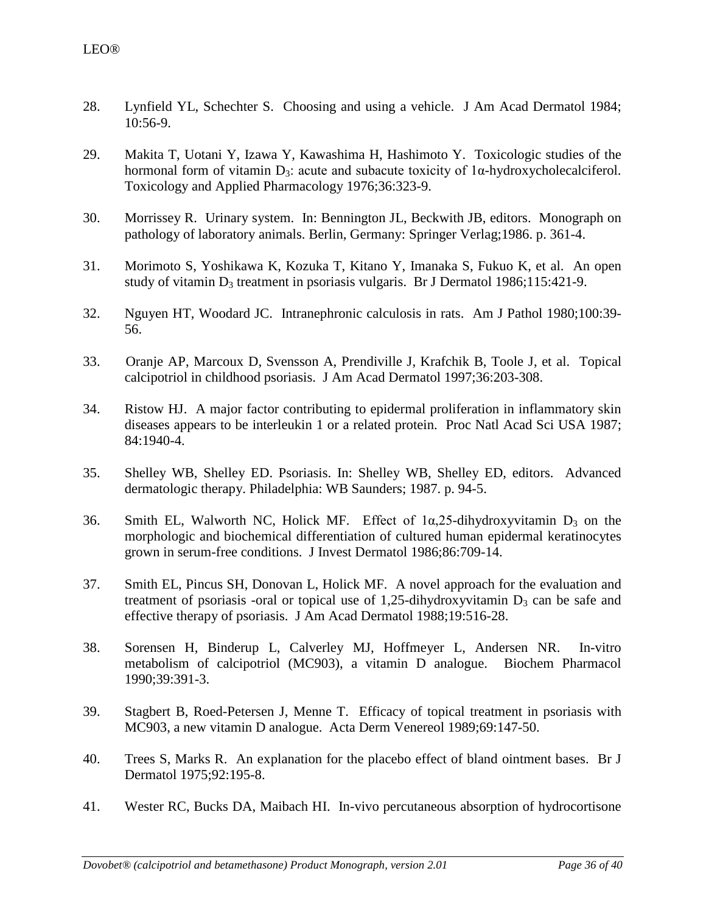28. Lynfield YL, Schechter S. Choosing and using a vehicle. J Am Acad Dermatol 1984; 10:56-9.

29. Makita T, Uotani Y, Izawa Y, Kawashima H, Hashimoto Y. Toxicologic studies of the hormonal form of vitamin $D_3$: acute and subacute toxicity of 1α-hydroxycholecalciferol. Toxicology and Applied Pharmacology 1976;36:323-9.

30. Morrissey R. Urinary system. In: Bennington JL, Beckwith JB, editors. Monograph on pathology of laboratory animals. Berlin, Germany: Springer Verlag;1986. p. 361-4.

31. Morimoto S, Yoshikawa K, Kozuka T, Kitano Y, Imanaka S, Fukuo K, et al. An open study of vitamin $D_3$ treatment in psoriasis vulgaris. Br J Dermatol 1986;115:421-9.

32. Nguyen HT, Woodard JC. Intranephronic calculosis in rats. Am J Pathol 1980;100:39-56.

33. Oranje AP, Marcoux D, Svensson A, Prendiville J, Krafchik B, Toole J, et al. Topical calcipotriol in childhood psoriasis. J Am Acad Dermatol 1997;36:203-308.

34. Ristow HJ. A major factor contributing to epidermal proliferation in inflammatory skin diseases appears to be interleukin 1 or a related protein. Proc Natl Acad Sci USA 1987; 84:1940-4.

35. Shelley WB, Shelley ED. Psoriasis. In: Shelley WB, Shelley ED, editors. Advanced dermatologic therapy. Philadelphia: WB Saunders; 1987. p. 94-5.

36. Smith EL, Walworth NC, Holick MF. Effect of 1α,25-dihydroxyvitamin $D_3$ on the morphologic and biochemical differentiation of cultured human epidermal keratinocytes grown in serum-free conditions. J Invest Dermatol 1986;86:709-14.

37. Smith EL, Pincus SH, Donovan L, Holick MF. A novel approach for the evaluation and treatment of psoriasis -oral or topical use of 1,25-dihydroxyvitamin $D_3$ can be safe and effective therapy of psoriasis. J Am Acad Dermatol 1988;19:516-28.

38. Sorensen H, Binderup L, Calverley MJ, Hoffmeyer L, Andersen NR. In-vitro metabolism of calcipotriol (MC903), a vitamin D analogue. Biochem Pharmacol 1990;39:391-3.

39. Stagbert B, Roed-Petersen J, Menne T. Efficacy of topical treatment in psoriasis with MC903, a new vitamin D analogue. Acta Derm Venereol 1989;69:147-50.

40. Trees S, Marks R. An explanation for the placebo effect of bland ointment bases. Br J Dermatol 1975;92:195-8.

41. Wester RC, Bucks DA, Maibach HI. In-vivo percutaneous absorption of hydrocortisone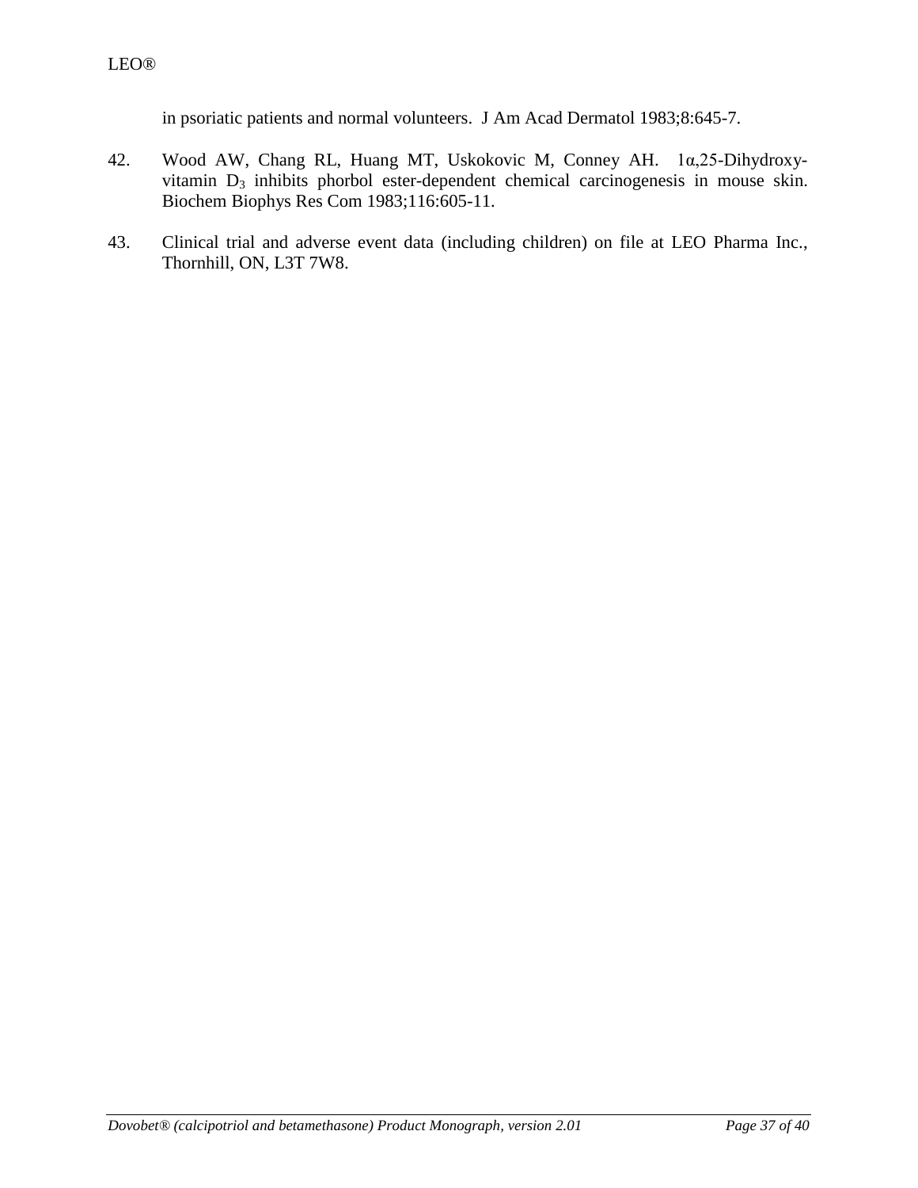in psoriatic patients and normal volunteers. J Am Acad Dermatol 1983;8:645-7.

42. Wood AW, Chang RL, Huang MT, Uskokovic M, Conney AH. 1α,25-Dihydroxy-vitamin $D_3$ inhibits phorbol ester-dependent chemical carcinogenesis in mouse skin. Biochem Biophys Res Com 1983;116:605-11.

43. Clinical trial and adverse event data (including children) on file at LEO Pharma Inc., Thornhill, ON, L3T 7W8.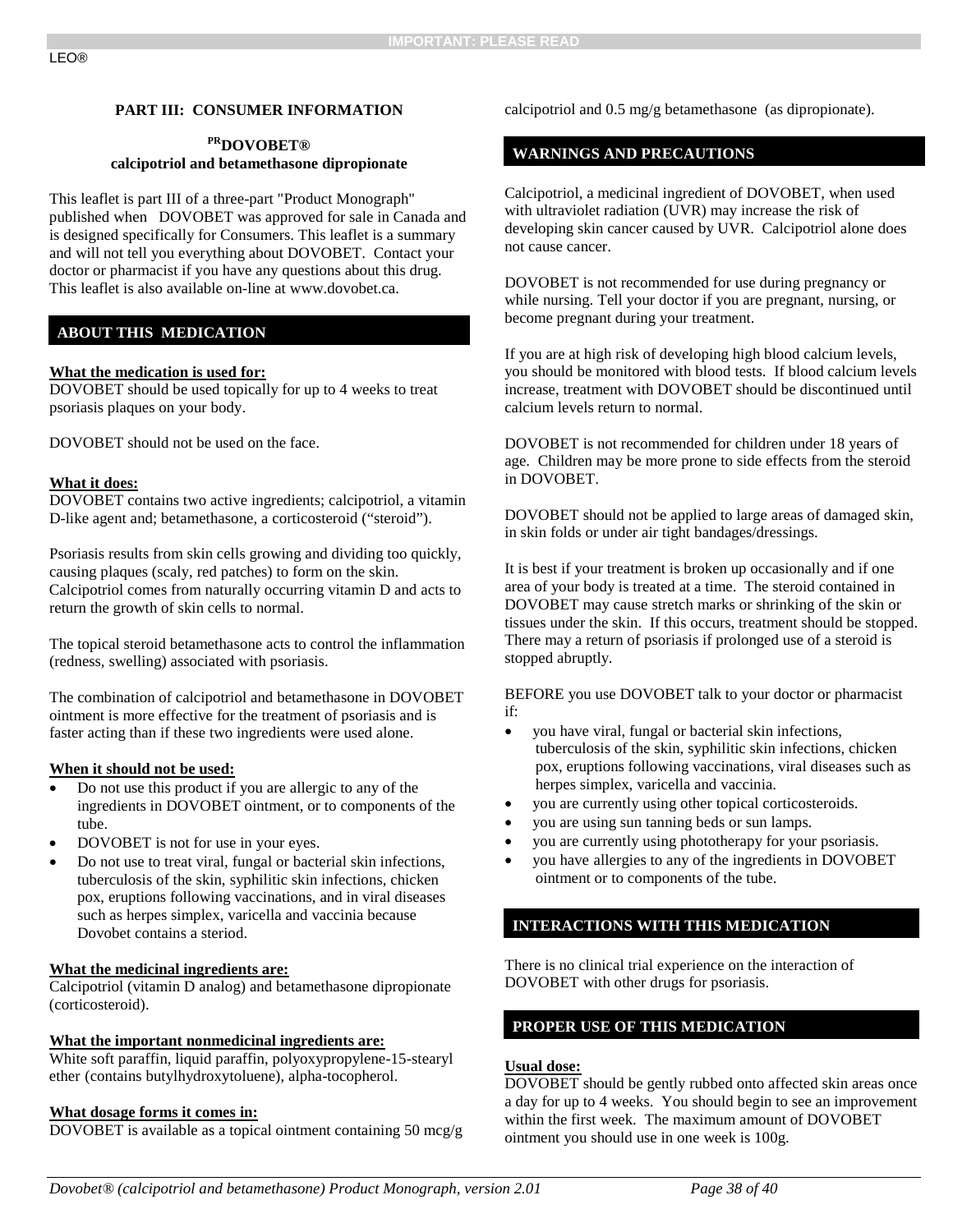# PART III: CONSUMER INFORMATION

## [PR]DOVOBET®
## calcipotriol and betamethasone dipropionate

This leaflet is part III of a three-part "Product Monograph" published when DOVOBET was approved for sale in Canada and is designed specifically for Consumers. This leaflet is a summary and will not tell you everything about DOVOBET. Contact your doctor or pharmacist if you have any questions about this drug. This leaflet is also available on-line at www.dovobet.ca.

## ABOUT THIS MEDICATION

**What the medication is used for:**
DOVOBET should be used topically for up to 4 weeks to treat psoriasis plaques on your body.

DOVOBET should not be used on the face.

**What it does:**
DOVOBET contains two active ingredients; calcipotriol, a vitamin D-like agent and; betamethasone, a corticosteroid ("steroid").

Psoriasis results from skin cells growing and dividing too quickly, causing plaques (scaly, red patches) to form on the skin. Calcipotriol comes from naturally occurring vitamin D and acts to return the growth of skin cells to normal.

The topical steroid betamethasone acts to control the inflammation (redness, swelling) associated with psoriasis.

The combination of calcipotriol and betamethasone in DOVOBET ointment is more effective for the treatment of psoriasis and is faster acting than if these two ingredients were used alone.

**When it should not be used:**

- Do not use this product if you are allergic to any of the ingredients in DOVOBET ointment, or to components of the tube.
- DOVOBET is not for use in your eyes.
- Do not use to treat viral, fungal or bacterial skin infections, tuberculosis of the skin, syphilitic skin infections, chicken pox, eruptions following vaccinations, and in viral diseases such as herpes simplex, varicella and vaccinia because Dovobet contains a steriod.

**What the medicinal ingredients are:**
Calcipotriol (vitamin D analog) and betamethasone dipropionate (corticosteroid).

**What the important nonmedicinal ingredients are:**
White soft paraffin, liquid paraffin, polyoxypropylene-15-stearyl ether (contains butylhydroxytoluene), alpha-tocopherol.

**What dosage forms it comes in:**
DOVOBET is available as a topical ointment containing 50 mcg/g calcipotriol and 0.5 mg/g betamethasone (as dipropionate).

## WARNINGS AND PRECAUTIONS

Calcipotriol, a medicinal ingredient of DOVOBET, when used with ultraviolet radiation (UVR) may increase the risk of developing skin cancer caused by UVR. Calcipotriol alone does not cause cancer.

DOVOBET is not recommended for use during pregnancy or while nursing. Tell your doctor if you are pregnant, nursing, or become pregnant during your treatment.

If you are at high risk of developing high blood calcium levels, you should be monitored with blood tests. If blood calcium levels increase, treatment with DOVOBET should be discontinued until calcium levels return to normal.

DOVOBET is not recommended for children under 18 years of age. Children may be more prone to side effects from the steroid in DOVOBET.

DOVOBET should not be applied to large areas of damaged skin, in skin folds or under air tight bandages/dressings.

It is best if your treatment is broken up occasionally and if one area of your body is treated at a time. The steroid contained in DOVOBET may cause stretch marks or shrinking of the skin or tissues under the skin. If this occurs, treatment should be stopped. There may a return of psoriasis if prolonged use of a steroid is stopped abruptly.

BEFORE you use DOVOBET talk to your doctor or pharmacist if:

- you have viral, fungal or bacterial skin infections, tuberculosis of the skin, syphilitic skin infections, chicken pox, eruptions following vaccinations, viral diseases such as herpes simplex, varicella and vaccinia.
- you are currently using other topical corticosteroids.
- you are using sun tanning beds or sun lamps.
- you are currently using phototherapy for your psoriasis.
- you have allergies to any of the ingredients in DOVOBET ointment or to components of the tube.

## INTERACTIONS WITH THIS MEDICATION

There is no clinical trial experience on the interaction of DOVOBET with other drugs for psoriasis.

## PROPER USE OF THIS MEDICATION

**Usual dose:**
DOVOBET should be gently rubbed onto affected skin areas once a day for up to 4 weeks. You should begin to see an improvement within the first week. The maximum amount of DOVOBET ointment you should use in one week is 100g.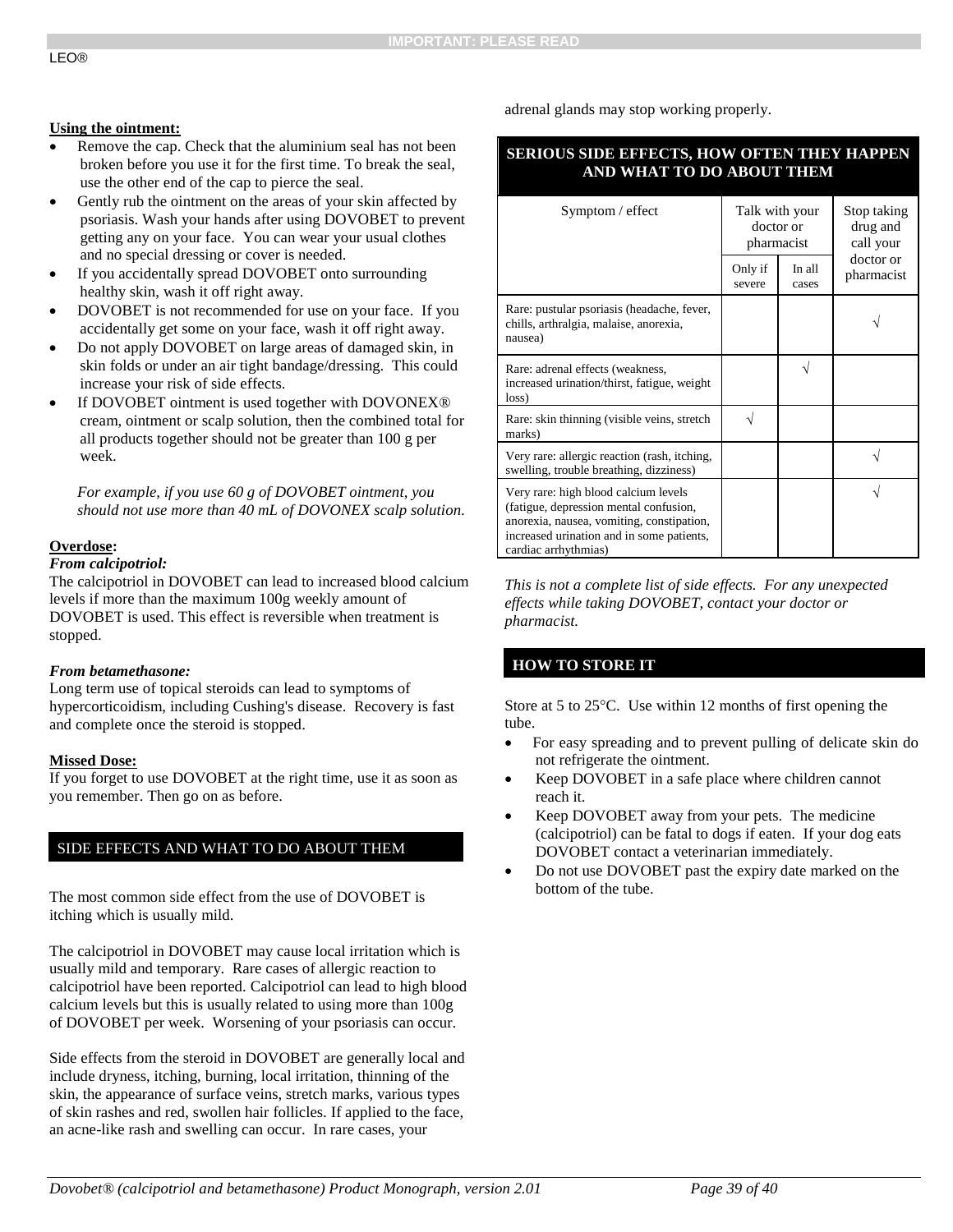**Using the ointment:**

- Remove the cap. Check that the aluminium seal has not been broken before you use it for the first time. To break the seal, use the other end of the cap to pierce the seal.
- Gently rub the ointment on the areas of your skin affected by psoriasis. Wash your hands after using DOVOBET to prevent getting any on your face. You can wear your usual clothes and no special dressing or cover is needed.
- If you accidentally spread DOVOBET onto surrounding healthy skin, wash it off right away.
- DOVOBET is not recommended for use on your face. If you accidentally get some on your face, wash it off right away.
- Do not apply DOVOBET on large areas of damaged skin, in skin folds or under an air tight bandage/dressing. This could increase your risk of side effects.
- If DOVOBET ointment is used together with DOVONEX® cream, ointment or scalp solution, then the combined total for all products together should not be greater than 100 g per week.

*For example, if you use 60 g of DOVOBET ointment, you should not use more than 40 mL of DOVONEX scalp solution.*

**Overdose:**

***From calcipotriol:***

The calcipotriol in DOVOBET can lead to increased blood calcium levels if more than the maximum 100g weekly amount of DOVOBET is used. This effect is reversible when treatment is stopped.

***From betamethasone:***

Long term use of topical steroids can lead to symptoms of hypercorticoidism, including Cushing's disease. Recovery is fast and complete once the steroid is stopped.

**Missed Dose:**

If you forget to use DOVOBET at the right time, use it as soon as you remember. Then go on as before.

## SIDE EFFECTS AND WHAT TO DO ABOUT THEM

The most common side effect from the use of DOVOBET is itching which is usually mild.

The calcipotriol in DOVOBET may cause local irritation which is usually mild and temporary. Rare cases of allergic reaction to calcipotriol have been reported. Calcipotriol can lead to high blood calcium levels but this is usually related to using more than 100g of DOVOBET per week. Worsening of your psoriasis can occur.

Side effects from the steroid in DOVOBET are generally local and include dryness, itching, burning, local irritation, thinning of the skin, the appearance of surface veins, stretch marks, various types of skin rashes and red, swollen hair follicles. If applied to the face, an acne-like rash and swelling can occur. In rare cases, your adrenal glands may stop working properly.

## SERIOUS SIDE EFFECTS, HOW OFTEN THEY HAPPEN AND WHAT TO DO ABOUT THEM

| Symptom / effect | Talk with your doctor or pharmacist | | Stop taking drug and call your doctor or pharmacist |
|---|---|---|---|
| | Only if severe | In all cases | |
| Rare: pustular psoriasis (headache, fever, chills, arthralgia, malaise, anorexia, nausea) | | | √ |
| Rare: adrenal effects (weakness, increased urination/thirst, fatigue, weight loss) | | √ | |
| Rare: skin thinning (visible veins, stretch marks) | √ | | |
| Very rare: allergic reaction (rash, itching, swelling, trouble breathing, dizziness) | | | √ |
| Very rare: high blood calcium levels (fatigue, depression mental confusion, anorexia, nausea, vomiting, constipation, increased urination and in some patients, cardiac arrhythmias) | | | √ |

*This is not a complete list of side effects. For any unexpected effects while taking DOVOBET, contact your doctor or pharmacist.*

## HOW TO STORE IT

Store at 5 to 25°C. Use within 12 months of first opening the tube.

- For easy spreading and to prevent pulling of delicate skin do not refrigerate the ointment.
- Keep DOVOBET in a safe place where children cannot reach it.
- Keep DOVOBET away from your pets. The medicine (calcipotriol) can be fatal to dogs if eaten. If your dog eats DOVOBET contact a veterinarian immediately.
- Do not use DOVOBET past the expiry date marked on the bottom of the tube.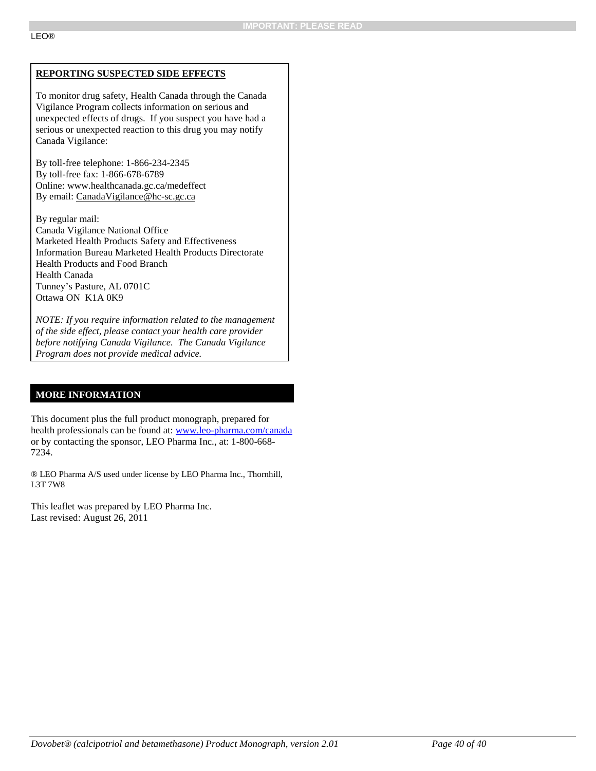## REPORTING SUSPECTED SIDE EFFECTS

To monitor drug safety, Health Canada through the Canada Vigilance Program collects information on serious and unexpected effects of drugs. If you suspect you have had a serious or unexpected reaction to this drug you may notify Canada Vigilance:

By toll-free telephone: 1-866-234-2345
By toll-free fax: 1-866-678-6789
Online: www.healthcanada.gc.ca/medeffect
By email: CanadaVigilance@hc-sc.gc.ca

By regular mail:
Canada Vigilance National Office
Marketed Health Products Safety and Effectiveness
Information Bureau Marketed Health Products Directorate
Health Products and Food Branch
Health Canada
Tunney's Pasture, AL 0701C
Ottawa ON K1A 0K9

*NOTE: If you require information related to the management of the side effect, please contact your health care provider before notifying Canada Vigilance. The Canada Vigilance Program does not provide medical advice.*

## MORE INFORMATION

This document plus the full product monograph, prepared for health professionals can be found at: www.leo-pharma.com/canada or by contacting the sponsor, LEO Pharma Inc., at: 1-800-668-7234.

® LEO Pharma A/S used under license by LEO Pharma Inc., Thornhill, L3T 7W8

This leaflet was prepared by LEO Pharma Inc.
Last revised: August 26, 2011